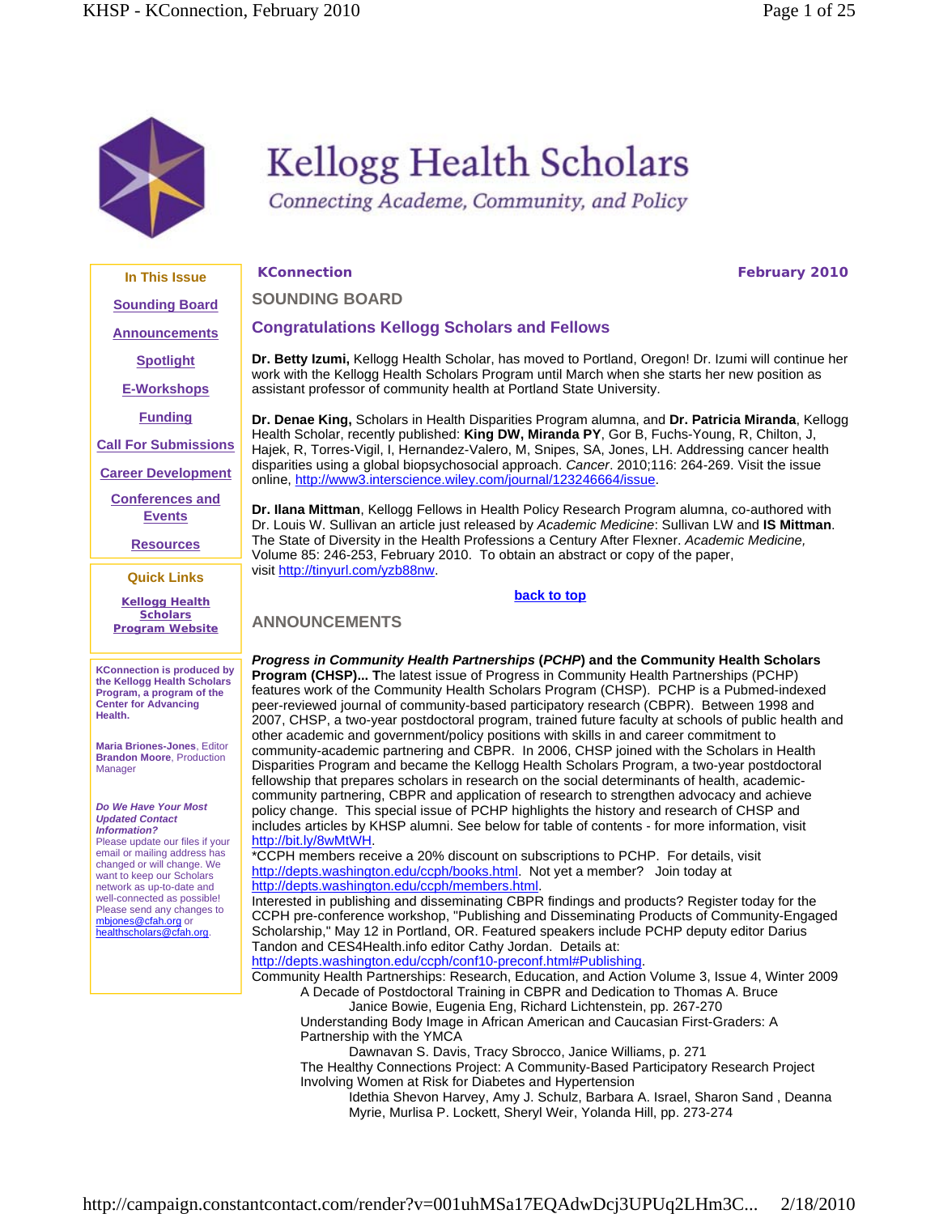# Kellogg Health Scholars

*Connecting Academe, Community, and Policy*

**In This Issue**

- Sounding Board
- Announcements
- Spotlight
- E-Workshops
- Funding
- Call For Submissions
- Career Development
- Conferences and Events
- Resources

**Quick Links**

- Kellogg Health Scholars Program Website

**KConnection is produced by the Kellogg Health Scholars Program, a program of the Center for Advancing Health.**

**Maria Briones-Jones**, Editor
**Brandon Moore**, Production Manager

***Do We Have Your Most Updated Contact Information?***
Please update our files if your email or mailing address has changed or will change. We want to keep our Scholars network as up-to-date and well-connected as possible! Please send any changes to mbjones@cfah.org or healthscholars@cfah.org.

**KConnection** **February 2010**

## SOUNDING BOARD

### Congratulations Kellogg Scholars and Fellows

**Dr. Betty Izumi,** Kellogg Health Scholar, has moved to Portland, Oregon! Dr. Izumi will continue her work with the Kellogg Health Scholars Program until March when she starts her new position as assistant professor of community health at Portland State University.

**Dr. Denae King,** Scholars in Health Disparities Program alumna, and **Dr. Patricia Miranda**, Kellogg Health Scholar, recently published: **King DW, Miranda PY**, Gor B, Fuchs-Young, R, Chilton, J, Hajek, R, Torres-Vigil, I, Hernandez-Valero, M, Snipes, SA, Jones, LH. Addressing cancer health disparities using a global biopsychosocial approach. *Cancer*. 2010;116: 264-269. Visit the issue online, http://www3.interscience.wiley.com/journal/123246664/issue.

**Dr. Ilana Mittman**, Kellogg Fellows in Health Policy Research Program alumna, co-authored with Dr. Louis W. Sullivan an article just released by *Academic Medicine*: Sullivan LW and **IS Mittman**. The State of Diversity in the Health Professions a Century After Flexner. *Academic Medicine,* Volume 85: 246-253, February 2010. To obtain an abstract or copy of the paper, visit http://tinyurl.com/yzb88nw.

back to top

## ANNOUNCEMENTS

***Progress in Community Health Partnerships* (*PCHP*) and the Community Health Scholars Program (CHSP)... T**he latest issue of Progress in Community Health Partnerships (PCHP) features work of the Community Health Scholars Program (CHSP). PCHP is a Pubmed-indexed peer-reviewed journal of community-based participatory research (CBPR). Between 1998 and 2007, CHSP, a two-year postdoctoral program, trained future faculty at schools of public health and other academic and government/policy positions with skills in and career commitment to community-academic partnering and CBPR. In 2006, CHSP joined with the Scholars in Health Disparities Program and became the Kellogg Health Scholars Program, a two-year postdoctoral fellowship that prepares scholars in research on the social determinants of health, academic-community partnering, CBPR and application of research to strengthen advocacy and achieve policy change. This special issue of PCHP highlights the history and research of CHSP and includes articles by KHSP alumni. See below for table of contents - for more information, visit http://bit.ly/8wMtWH.
*CCPH members receive a 20% discount on subscriptions to PCHP. For details, visit http://depts.washington.edu/ccph/books.html. Not yet a member? Join today at http://depts.washington.edu/ccph/members.html.
Interested in publishing and disseminating CBPR findings and products? Register today for the CCPH pre-conference workshop, "Publishing and Disseminating Products of Community-Engaged Scholarship," May 12 in Portland, OR. Featured speakers include PCHP deputy editor Darius Tandon and CES4Health.info editor Cathy Jordan. Details at: http://depts.washington.edu/ccph/conf10-preconf.html#Publishing.
Community Health Partnerships: Research, Education, and Action Volume 3, Issue 4, Winter 2009

- A Decade of Postdoctoral Training in CBPR and Dedication to Thomas A. Bruce
  - Janice Bowie, Eugenia Eng, Richard Lichtenstein, pp. 267-270
- Understanding Body Image in African American and Caucasian First-Graders: A Partnership with the YMCA
  - Dawnavan S. Davis, Tracy Sbrocco, Janice Williams, p. 271
- The Healthy Connections Project: A Community-Based Participatory Research Project Involving Women at Risk for Diabetes and Hypertension
  - Idethia Shevon Harvey, Amy J. Schulz, Barbara A. Israel, Sharon Sand , Deanna Myrie, Murlisa P. Lockett, Sheryl Weir, Yolanda Hill, pp. 273-274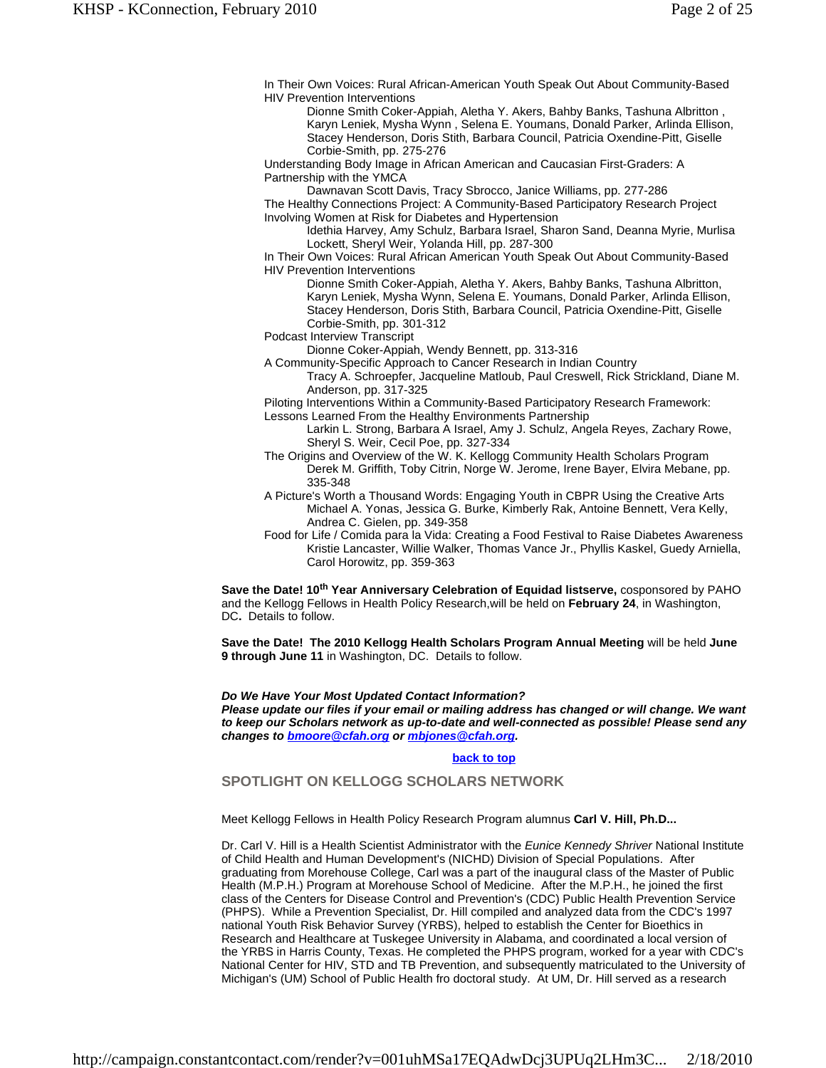In Their Own Voices: Rural African-American Youth Speak Out About Community-Based HIV Prevention Interventions
    Dionne Smith Coker-Appiah, Aletha Y. Akers, Bahby Banks, Tashuna Albritton , Karyn Leniek, Mysha Wynn , Selena E. Youmans, Donald Parker, Arlinda Ellison, Stacey Henderson, Doris Stith, Barbara Council, Patricia Oxendine-Pitt, Giselle Corbie-Smith, pp. 275-276

Understanding Body Image in African American and Caucasian First-Graders: A Partnership with the YMCA
    Dawnavan Scott Davis, Tracy Sbrocco, Janice Williams, pp. 277-286

The Healthy Connections Project: A Community-Based Participatory Research Project Involving Women at Risk for Diabetes and Hypertension
    Idethia Harvey, Amy Schulz, Barbara Israel, Sharon Sand, Deanna Myrie, Murlisa Lockett, Sheryl Weir, Yolanda Hill, pp. 287-300

In Their Own Voices: Rural African American Youth Speak Out About Community-Based HIV Prevention Interventions
    Dionne Smith Coker-Appiah, Aletha Y. Akers, Bahby Banks, Tashuna Albritton, Karyn Leniek, Mysha Wynn, Selena E. Youmans, Donald Parker, Arlinda Ellison, Stacey Henderson, Doris Stith, Barbara Council, Patricia Oxendine-Pitt, Giselle Corbie-Smith, pp. 301-312

Podcast Interview Transcript
    Dionne Coker-Appiah, Wendy Bennett, pp. 313-316

A Community-Specific Approach to Cancer Research in Indian Country
    Tracy A. Schroepfer, Jacqueline Matloub, Paul Creswell, Rick Strickland, Diane M. Anderson, pp. 317-325

Piloting Interventions Within a Community-Based Participatory Research Framework: Lessons Learned From the Healthy Environments Partnership
    Larkin L. Strong, Barbara A Israel, Amy J. Schulz, Angela Reyes, Zachary Rowe, Sheryl S. Weir, Cecil Poe, pp. 327-334

The Origins and Overview of the W. K. Kellogg Community Health Scholars Program
    Derek M. Griffith, Toby Citrin, Norge W. Jerome, Irene Bayer, Elvira Mebane, pp. 335-348

A Picture's Worth a Thousand Words: Engaging Youth in CBPR Using the Creative Arts
    Michael A. Yonas, Jessica G. Burke, Kimberly Rak, Antoine Bennett, Vera Kelly, Andrea C. Gielen, pp. 349-358

Food for Life / Comida para la Vida: Creating a Food Festival to Raise Diabetes Awareness
    Kristie Lancaster, Willie Walker, Thomas Vance Jr., Phyllis Kaskel, Guedy Arniella, Carol Horowitz, pp. 359-363

**Save the Date! 10th Year Anniversary Celebration of Equidad listserve,** cosponsored by PAHO and the Kellogg Fellows in Health Policy Research,will be held on **February 24**, in Washington, DC**.** Details to follow.

**Save the Date! The 2010 Kellogg Health Scholars Program Annual Meeting** will be held **June 9 through June 11** in Washington, DC. Details to follow.

***Do We Have Your Most Updated Contact Information?***
***Please update our files if your email or mailing address has changed or will change. We want to keep our Scholars network as up-to-date and well-connected as possible! Please send any changes to bmoore@cfah.org or mbjones@cfah.org.***

back to top

## SPOTLIGHT ON KELLOGG SCHOLARS NETWORK

Meet Kellogg Fellows in Health Policy Research Program alumnus **Carl V. Hill, Ph.D...**

Dr. Carl V. Hill is a Health Scientist Administrator with the *Eunice Kennedy Shriver* National Institute of Child Health and Human Development's (NICHD) Division of Special Populations. After graduating from Morehouse College, Carl was a part of the inaugural class of the Master of Public Health (M.P.H.) Program at Morehouse School of Medicine. After the M.P.H., he joined the first class of the Centers for Disease Control and Prevention's (CDC) Public Health Prevention Service (PHPS). While a Prevention Specialist, Dr. Hill compiled and analyzed data from the CDC's 1997 national Youth Risk Behavior Survey (YRBS), helped to establish the Center for Bioethics in Research and Healthcare at Tuskegee University in Alabama, and coordinated a local version of the YRBS in Harris County, Texas. He completed the PHPS program, worked for a year with CDC's National Center for HIV, STD and TB Prevention, and subsequently matriculated to the University of Michigan's (UM) School of Public Health fro doctoral study. At UM, Dr. Hill served as a research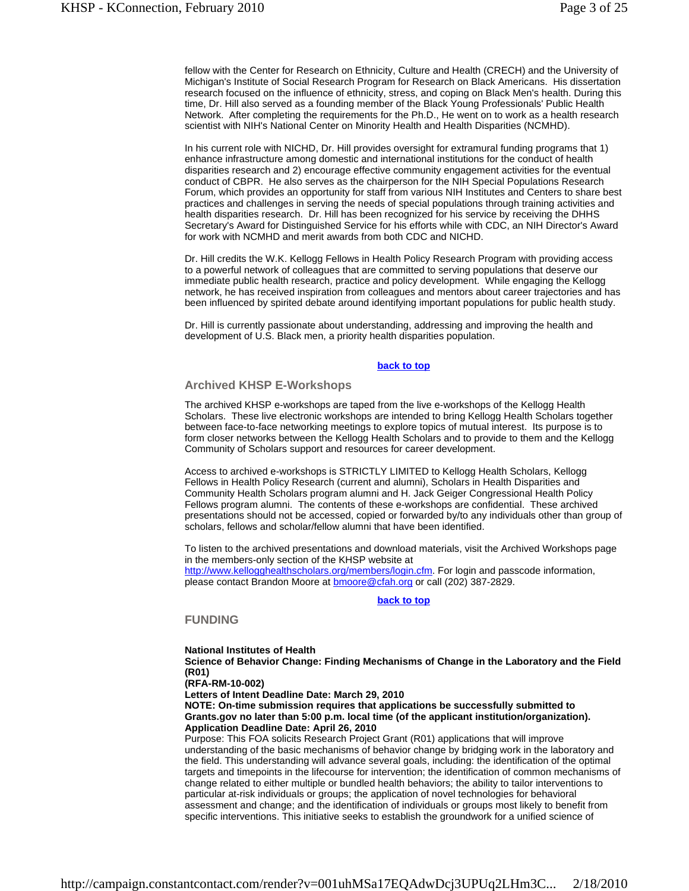fellow with the Center for Research on Ethnicity, Culture and Health (CRECH) and the University of Michigan's Institute of Social Research Program for Research on Black Americans. His dissertation research focused on the influence of ethnicity, stress, and coping on Black Men's health. During this time, Dr. Hill also served as a founding member of the Black Young Professionals' Public Health Network. After completing the requirements for the Ph.D., He went on to work as a health research scientist with NIH's National Center on Minority Health and Health Disparities (NCMHD).

In his current role with NICHD, Dr. Hill provides oversight for extramural funding programs that 1) enhance infrastructure among domestic and international institutions for the conduct of health disparities research and 2) encourage effective community engagement activities for the eventual conduct of CBPR. He also serves as the chairperson for the NIH Special Populations Research Forum, which provides an opportunity for staff from various NIH Institutes and Centers to share best practices and challenges in serving the needs of special populations through training activities and health disparities research. Dr. Hill has been recognized for his service by receiving the DHHS Secretary's Award for Distinguished Service for his efforts while with CDC, an NIH Director's Award for work with NCMHD and merit awards from both CDC and NICHD.

Dr. Hill credits the W.K. Kellogg Fellows in Health Policy Research Program with providing access to a powerful network of colleagues that are committed to serving populations that deserve our immediate public health research, practice and policy development. While engaging the Kellogg network, he has received inspiration from colleagues and mentors about career trajectories and has been influenced by spirited debate around identifying important populations for public health study.

Dr. Hill is currently passionate about understanding, addressing and improving the health and development of U.S. Black men, a priority health disparities population.

**back to top**

## Archived KHSP E-Workshops

The archived KHSP e-workshops are taped from the live e-workshops of the Kellogg Health Scholars. These live electronic workshops are intended to bring Kellogg Health Scholars together between face-to-face networking meetings to explore topics of mutual interest. Its purpose is to form closer networks between the Kellogg Health Scholars and to provide to them and the Kellogg Community of Scholars support and resources for career development.

Access to archived e-workshops is STRICTLY LIMITED to Kellogg Health Scholars, Kellogg Fellows in Health Policy Research (current and alumni), Scholars in Health Disparities and Community Health Scholars program alumni and H. Jack Geiger Congressional Health Policy Fellows program alumni. The contents of these e-workshops are confidential. These archived presentations should not be accessed, copied or forwarded by/to any individuals other than group of scholars, fellows and scholar/fellow alumni that have been identified.

To listen to the archived presentations and download materials, visit the Archived Workshops page in the members-only section of the KHSP website at http://www.kellogghealthscholars.org/members/login.cfm. For login and passcode information, please contact Brandon Moore at bmoore@cfah.org or call (202) 387-2829.

**back to top**

## FUNDING

**National Institutes of Health**
**Science of Behavior Change: Finding Mechanisms of Change in the Laboratory and the Field (R01)**
**(RFA-RM-10-002)**
**Letters of Intent Deadline Date: March 29, 2010**
**NOTE: On-time submission requires that applications be successfully submitted to Grants.gov no later than 5:00 p.m. local time (of the applicant institution/organization).**
**Application Deadline Date: April 26, 2010**
Purpose: This FOA solicits Research Project Grant (R01) applications that will improve understanding of the basic mechanisms of behavior change by bridging work in the laboratory and the field. This understanding will advance several goals, including: the identification of the optimal targets and timepoints in the lifecourse for intervention; the identification of common mechanisms of change related to either multiple or bundled health behaviors; the ability to tailor interventions to particular at-risk individuals or groups; the application of novel technologies for behavioral assessment and change; and the identification of individuals or groups most likely to benefit from specific interventions. This initiative seeks to establish the groundwork for a unified science of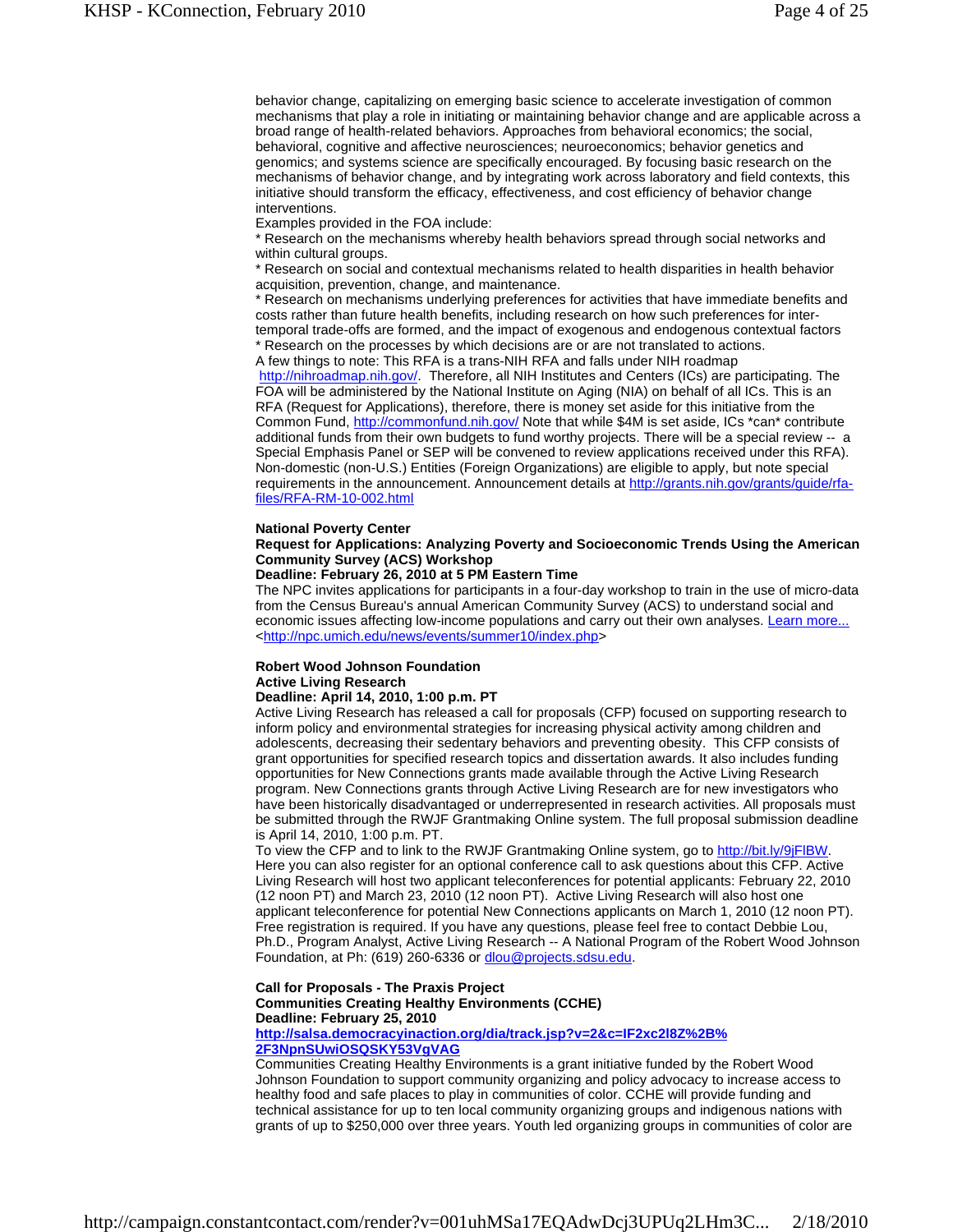behavior change, capitalizing on emerging basic science to accelerate investigation of common mechanisms that play a role in initiating or maintaining behavior change and are applicable across a broad range of health-related behaviors. Approaches from behavioral economics; the social, behavioral, cognitive and affective neurosciences; neuroeconomics; behavior genetics and genomics; and systems science are specifically encouraged. By focusing basic research on the mechanisms of behavior change, and by integrating work across laboratory and field contexts, this initiative should transform the efficacy, effectiveness, and cost efficiency of behavior change interventions.

Examples provided in the FOA include:

* Research on the mechanisms whereby health behaviors spread through social networks and within cultural groups.
* Research on social and contextual mechanisms related to health disparities in health behavior acquisition, prevention, change, and maintenance.
* Research on mechanisms underlying preferences for activities that have immediate benefits and costs rather than future health benefits, including research on how such preferences for inter-temporal trade-offs are formed, and the impact of exogenous and endogenous contextual factors
* Research on the processes by which decisions are or are not translated to actions.

A few things to note: This RFA is a trans-NIH RFA and falls under NIH roadmap http://nihroadmap.nih.gov/. Therefore, all NIH Institutes and Centers (ICs) are participating. The FOA will be administered by the National Institute on Aging (NIA) on behalf of all ICs. This is an RFA (Request for Applications), therefore, there is money set aside for this initiative from the Common Fund, http://commonfund.nih.gov/ Note that while $4M is set aside, ICs *can* contribute additional funds from their own budgets to fund worthy projects. There will be a special review -- a Special Emphasis Panel or SEP will be convened to review applications received under this RFA). Non-domestic (non-U.S.) Entities (Foreign Organizations) are eligible to apply, but note special requirements in the announcement. Announcement details at http://grants.nih.gov/grants/guide/rfa-files/RFA-RM-10-002.html

**National Poverty Center**
**Request for Applications: Analyzing Poverty and Socioeconomic Trends Using the American Community Survey (ACS) Workshop**
**Deadline: February 26, 2010 at 5 PM Eastern Time**

The NPC invites applications for participants in a four-day workshop to train in the use of micro-data from the Census Bureau's annual American Community Survey (ACS) to understand social and economic issues affecting low-income populations and carry out their own analyses. Learn more... <http://npc.umich.edu/news/events/summer10/index.php>

**Robert Wood Johnson Foundation**
**Active Living Research**
**Deadline: April 14, 2010, 1:00 p.m. PT**

Active Living Research has released a call for proposals (CFP) focused on supporting research to inform policy and environmental strategies for increasing physical activity among children and adolescents, decreasing their sedentary behaviors and preventing obesity. This CFP consists of grant opportunities for specified research topics and dissertation awards. It also includes funding opportunities for New Connections grants made available through the Active Living Research program. New Connections grants through Active Living Research are for new investigators who have been historically disadvantaged or underrepresented in research activities. All proposals must be submitted through the RWJF Grantmaking Online system. The full proposal submission deadline is April 14, 2010, 1:00 p.m. PT.

To view the CFP and to link to the RWJF Grantmaking Online system, go to http://bit.ly/9jFlBW. Here you can also register for an optional conference call to ask questions about this CFP. Active Living Research will host two applicant teleconferences for potential applicants: February 22, 2010 (12 noon PT) and March 23, 2010 (12 noon PT). Active Living Research will also host one applicant teleconference for potential New Connections applicants on March 1, 2010 (12 noon PT). Free registration is required. If you have any questions, please feel free to contact Debbie Lou, Ph.D., Program Analyst, Active Living Research -- A National Program of the Robert Wood Johnson Foundation, at Ph: (619) 260-6336 or dlou@projects.sdsu.edu.

**Call for Proposals - The Praxis Project**
**Communities Creating Healthy Environments (CCHE)**
**Deadline: February 25, 2010**
**http://salsa.democracyinaction.org/dia/track.jsp?v=2&c=IF2xc2I8Z%2B%2F3NpnSUwiOSQSKY53VgVAG**

Communities Creating Healthy Environments is a grant initiative funded by the Robert Wood Johnson Foundation to support community organizing and policy advocacy to increase access to healthy food and safe places to play in communities of color. CCHE will provide funding and technical assistance for up to ten local community organizing groups and indigenous nations with grants of up to $250,000 over three years. Youth led organizing groups in communities of color are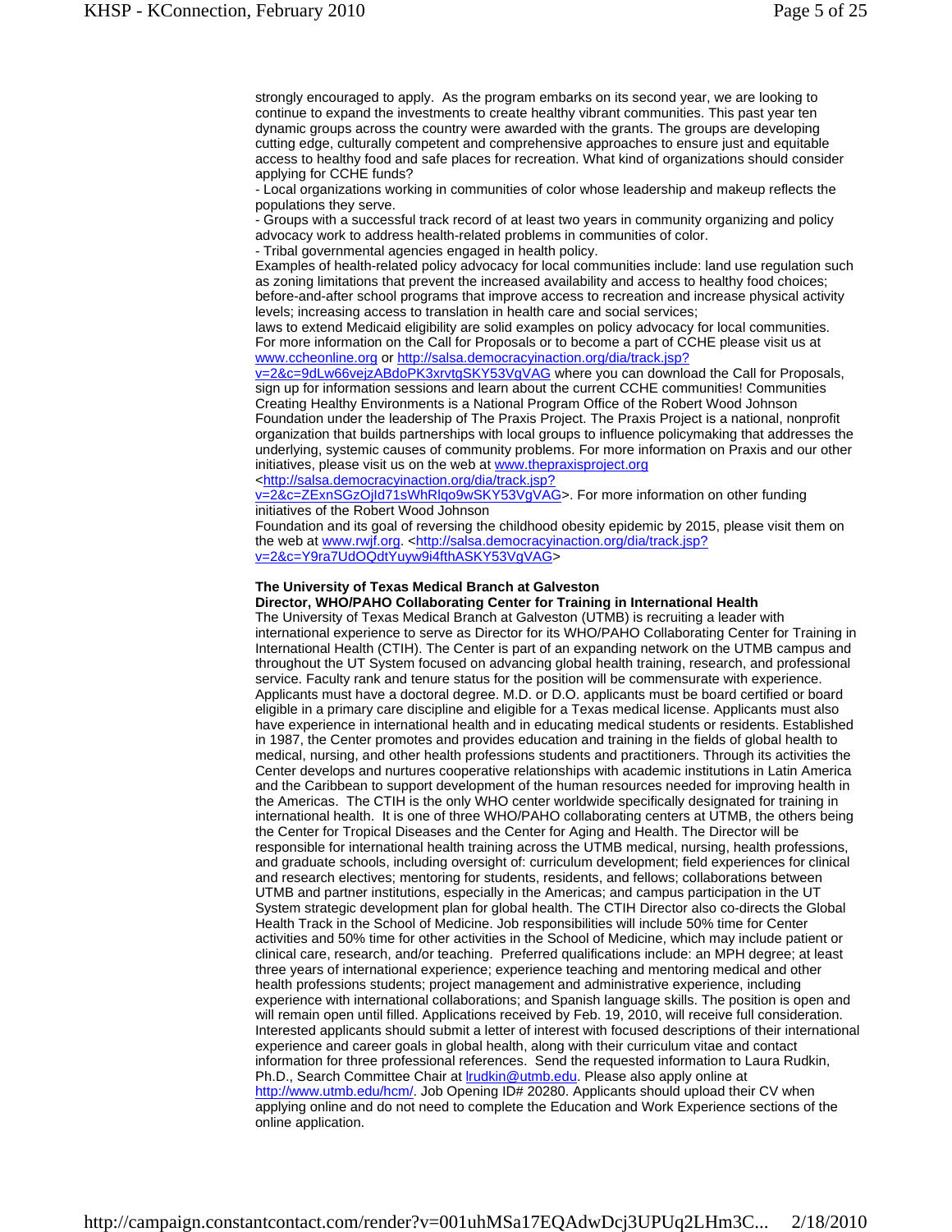strongly encouraged to apply. As the program embarks on its second year, we are looking to continue to expand the investments to create healthy vibrant communities. This past year ten dynamic groups across the country were awarded with the grants. The groups are developing cutting edge, culturally competent and comprehensive approaches to ensure just and equitable access to healthy food and safe places for recreation. What kind of organizations should consider applying for CCHE funds?

- Local organizations working in communities of color whose leadership and makeup reflects the populations they serve.
- Groups with a successful track record of at least two years in community organizing and policy advocacy work to address health-related problems in communities of color.
- Tribal governmental agencies engaged in health policy.

Examples of health-related policy advocacy for local communities include: land use regulation such as zoning limitations that prevent the increased availability and access to healthy food choices; before-and-after school programs that improve access to recreation and increase physical activity levels; increasing access to translation in health care and social services;
laws to extend Medicaid eligibility are solid examples on policy advocacy for local communities. For more information on the Call for Proposals or to become a part of CCHE please visit us at www.ccheonline.org or http://salsa.democracyinaction.org/dia/track.jsp?v=2&c=9dLw66vejzABdoPK3xrvtgSKY53VgVAG where you can download the Call for Proposals, sign up for information sessions and learn about the current CCHE communities! Communities Creating Healthy Environments is a National Program Office of the Robert Wood Johnson Foundation under the leadership of The Praxis Project. The Praxis Project is a national, nonprofit organization that builds partnerships with local groups to influence policymaking that addresses the underlying, systemic causes of community problems. For more information on Praxis and our other initiatives, please visit us on the web at www.thepraxisproject.org <http://salsa.democracyinaction.org/dia/track.jsp?v=2&c=ZExnSGzOjld71sWhRlqo9wSKY53VgVAG>. For more information on other funding initiatives of the Robert Wood Johnson
Foundation and its goal of reversing the childhood obesity epidemic by 2015, please visit them on the web at www.rwjf.org. <http://salsa.democracyinaction.org/dia/track.jsp?v=2&c=Y9ra7UdOQdtYuyw9i4fthASKY53VgVAG>

**The University of Texas Medical Branch at Galveston**
**Director, WHO/PAHO Collaborating Center for Training in International Health**

The University of Texas Medical Branch at Galveston (UTMB) is recruiting a leader with international experience to serve as Director for its WHO/PAHO Collaborating Center for Training in International Health (CTIH). The Center is part of an expanding network on the UTMB campus and throughout the UT System focused on advancing global health training, research, and professional service. Faculty rank and tenure status for the position will be commensurate with experience. Applicants must have a doctoral degree. M.D. or D.O. applicants must be board certified or board eligible in a primary care discipline and eligible for a Texas medical license. Applicants must also have experience in international health and in educating medical students or residents. Established in 1987, the Center promotes and provides education and training in the fields of global health to medical, nursing, and other health professions students and practitioners. Through its activities the Center develops and nurtures cooperative relationships with academic institutions in Latin America and the Caribbean to support development of the human resources needed for improving health in the Americas. The CTIH is the only WHO center worldwide specifically designated for training in international health. It is one of three WHO/PAHO collaborating centers at UTMB, the others being the Center for Tropical Diseases and the Center for Aging and Health. The Director will be responsible for international health training across the UTMB medical, nursing, health professions, and graduate schools, including oversight of: curriculum development; field experiences for clinical and research electives; mentoring for students, residents, and fellows; collaborations between UTMB and partner institutions, especially in the Americas; and campus participation in the UT System strategic development plan for global health. The CTIH Director also co-directs the Global Health Track in the School of Medicine. Job responsibilities will include 50% time for Center activities and 50% time for other activities in the School of Medicine, which may include patient or clinical care, research, and/or teaching. Preferred qualifications include: an MPH degree; at least three years of international experience; experience teaching and mentoring medical and other health professions students; project management and administrative experience, including experience with international collaborations; and Spanish language skills. The position is open and will remain open until filled. Applications received by Feb. 19, 2010, will receive full consideration. Interested applicants should submit a letter of interest with focused descriptions of their international experience and career goals in global health, along with their curriculum vitae and contact information for three professional references. Send the requested information to Laura Rudkin, Ph.D., Search Committee Chair at lrudkin@utmb.edu. Please also apply online at http://www.utmb.edu/hcm/. Job Opening ID# 20280. Applicants should upload their CV when applying online and do not need to complete the Education and Work Experience sections of the online application.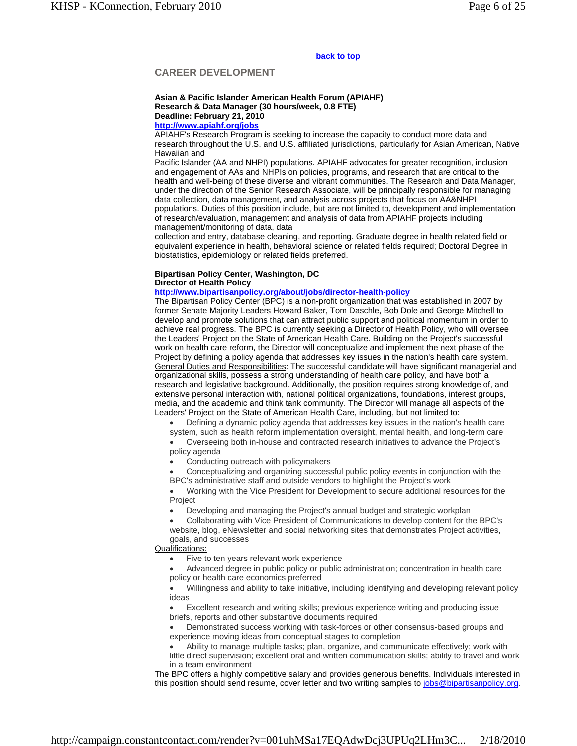[back to top](#)

## CAREER DEVELOPMENT

**Asian & Pacific Islander American Health Forum (APIAHF)**
**Research & Data Manager (30 hours/week, 0.8 FTE)**
**Deadline: February 21, 2010**
**[http://www.apiahf.org/jobs](http://www.apiahf.org/jobs)**

APIAHF's Research Program is seeking to increase the capacity to conduct more data and research throughout the U.S. and U.S. affiliated jurisdictions, particularly for Asian American, Native Hawaiian and Pacific Islander (AA and NHPI) populations. APIAHF advocates for greater recognition, inclusion and engagement of AAs and NHPIs on policies, programs, and research that are critical to the health and well-being of these diverse and vibrant communities. The Research and Data Manager, under the direction of the Senior Research Associate, will be principally responsible for managing data collection, data management, and analysis across projects that focus on AA&NHPI populations. Duties of this position include, but are not limited to, development and implementation of research/evaluation, management and analysis of data from APIAHF projects including management/monitoring of data, data collection and entry, database cleaning, and reporting. Graduate degree in health related field or equivalent experience in health, behavioral science or related fields required; Doctoral Degree in biostatistics, epidemiology or related fields preferred.

**Bipartisan Policy Center, Washington, DC**
**Director of Health Policy**
**[http://www.bipartisanpolicy.org/about/jobs/director-health-policy](http://www.bipartisanpolicy.org/about/jobs/director-health-policy)**

The Bipartisan Policy Center (BPC) is a non-profit organization that was established in 2007 by former Senate Majority Leaders Howard Baker, Tom Daschle, Bob Dole and George Mitchell to develop and promote solutions that can attract public support and political momentum in order to achieve real progress. The BPC is currently seeking a Director of Health Policy, who will oversee the Leaders' Project on the State of American Health Care. Building on the Project's successful work on health care reform, the Director will conceptualize and implement the next phase of the Project by defining a policy agenda that addresses key issues in the nation's health care system.

General Duties and Responsibilities: The successful candidate will have significant managerial and organizational skills, possess a strong understanding of health care policy, and have both a research and legislative background. Additionally, the position requires strong knowledge of, and extensive personal interaction with, national political organizations, foundations, interest groups, media, and the academic and think tank community. The Director will manage all aspects of the Leaders' Project on the State of American Health Care, including, but not limited to:

- Defining a dynamic policy agenda that addresses key issues in the nation's health care system, such as health reform implementation oversight, mental health, and long-term care
- Overseeing both in-house and contracted research initiatives to advance the Project's policy agenda
- Conducting outreach with policymakers
- Conceptualizing and organizing successful public policy events in conjunction with the BPC's administrative staff and outside vendors to highlight the Project's work
- Working with the Vice President for Development to secure additional resources for the Project
- Developing and managing the Project's annual budget and strategic workplan
- Collaborating with Vice President of Communications to develop content for the BPC's website, blog, eNewsletter and social networking sites that demonstrates Project activities, goals, and successes

Qualifications:

- Five to ten years relevant work experience
- Advanced degree in public policy or public administration; concentration in health care policy or health care economics preferred
- Willingness and ability to take initiative, including identifying and developing relevant policy ideas
- Excellent research and writing skills; previous experience writing and producing issue briefs, reports and other substantive documents required
- Demonstrated success working with task-forces or other consensus-based groups and experience moving ideas from conceptual stages to completion
- Ability to manage multiple tasks; plan, organize, and communicate effectively; work with little direct supervision; excellent oral and written communication skills; ability to travel and work in a team environment

The BPC offers a highly competitive salary and provides generous benefits. Individuals interested in this position should send resume, cover letter and two writing samples to [jobs@bipartisanpolicy.org](mailto:jobs@bipartisanpolicy.org).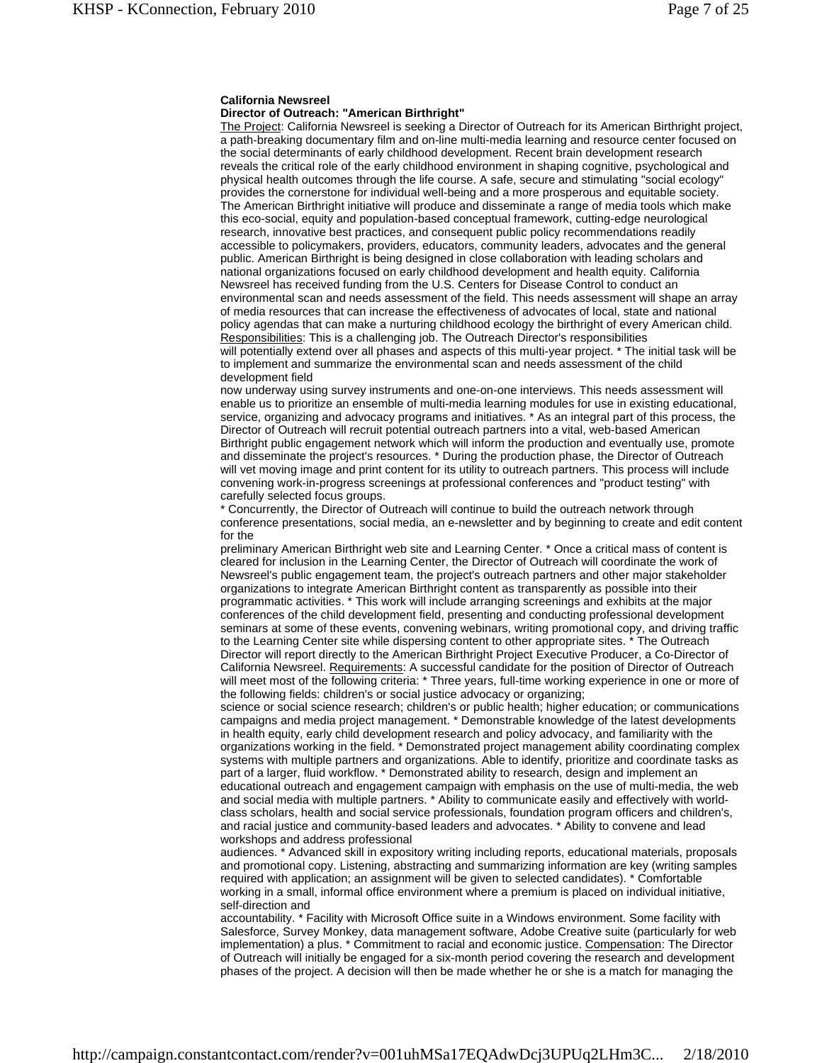**California Newsreel**
**Director of Outreach: "American Birthright"**

The Project: California Newsreel is seeking a Director of Outreach for its American Birthright project, a path-breaking documentary film and on-line multi-media learning and resource center focused on the social determinants of early childhood development. Recent brain development research reveals the critical role of the early childhood environment in shaping cognitive, psychological and physical health outcomes through the life course. A safe, secure and stimulating "social ecology" provides the cornerstone for individual well-being and a more prosperous and equitable society. The American Birthright initiative will produce and disseminate a range of media tools which make this eco-social, equity and population-based conceptual framework, cutting-edge neurological research, innovative best practices, and consequent public policy recommendations readily accessible to policymakers, providers, educators, community leaders, advocates and the general public. American Birthright is being designed in close collaboration with leading scholars and national organizations focused on early childhood development and health equity. California Newsreel has received funding from the U.S. Centers for Disease Control to conduct an environmental scan and needs assessment of the field. This needs assessment will shape an array of media resources that can increase the effectiveness of advocates of local, state and national policy agendas that can make a nurturing childhood ecology the birthright of every American child. Responsibilities: This is a challenging job. The Outreach Director's responsibilities will potentially extend over all phases and aspects of this multi-year project. * The initial task will be to implement and summarize the environmental scan and needs assessment of the child development field now underway using survey instruments and one-on-one interviews. This needs assessment will enable us to prioritize an ensemble of multi-media learning modules for use in existing educational, service, organizing and advocacy programs and initiatives. * As an integral part of this process, the Director of Outreach will recruit potential outreach partners into a vital, web-based American Birthright public engagement network which will inform the production and eventually use, promote and disseminate the project's resources. * During the production phase, the Director of Outreach will vet moving image and print content for its utility to outreach partners. This process will include convening work-in-progress screenings at professional conferences and "product testing" with carefully selected focus groups.
* Concurrently, the Director of Outreach will continue to build the outreach network through conference presentations, social media, an e-newsletter and by beginning to create and edit content for the preliminary American Birthright web site and Learning Center. * Once a critical mass of content is cleared for inclusion in the Learning Center, the Director of Outreach will coordinate the work of Newsreel's public engagement team, the project's outreach partners and other major stakeholder organizations to integrate American Birthright content as transparently as possible into their programmatic activities. * This work will include arranging screenings and exhibits at the major conferences of the child development field, presenting and conducting professional development seminars at some of these events, convening webinars, writing promotional copy, and driving traffic to the Learning Center site while dispersing content to other appropriate sites. * The Outreach Director will report directly to the American Birthright Project Executive Producer, a Co-Director of California Newsreel. Requirements: A successful candidate for the position of Director of Outreach will meet most of the following criteria: * Three years, full-time working experience in one or more of the following fields: children's or social justice advocacy or organizing; science or social science research; children's or public health; higher education; or communications campaigns and media project management. * Demonstrable knowledge of the latest developments in health equity, early child development research and policy advocacy, and familiarity with the organizations working in the field. * Demonstrated project management ability coordinating complex systems with multiple partners and organizations. Able to identify, prioritize and coordinate tasks as part of a larger, fluid workflow. * Demonstrated ability to research, design and implement an educational outreach and engagement campaign with emphasis on the use of multi-media, the web and social media with multiple partners. * Ability to communicate easily and effectively with world-class scholars, health and social service professionals, foundation program officers and children's, and racial justice and community-based leaders and advocates. * Ability to convene and lead workshops and address professional audiences. * Advanced skill in expository writing including reports, educational materials, proposals and promotional copy. Listening, abstracting and summarizing information are key (writing samples required with application; an assignment will be given to selected candidates). * Comfortable working in a small, informal office environment where a premium is placed on individual initiative, self-direction and accountability. * Facility with Microsoft Office suite in a Windows environment. Some facility with Salesforce, Survey Monkey, data management software, Adobe Creative suite (particularly for web implementation) a plus. * Commitment to racial and economic justice. Compensation: The Director of Outreach will initially be engaged for a six-month period covering the research and development phases of the project. A decision will then be made whether he or she is a match for managing the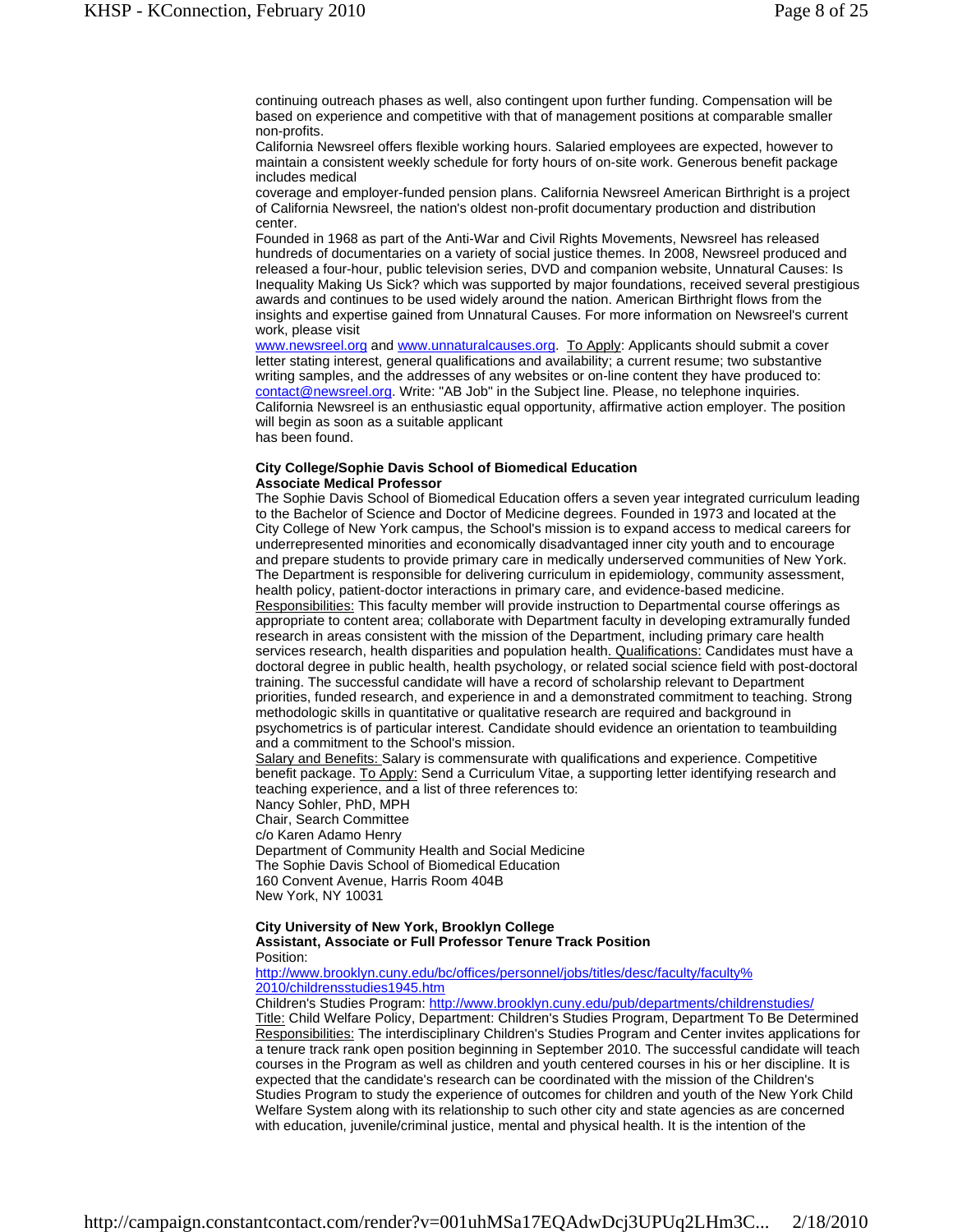continuing outreach phases as well, also contingent upon further funding. Compensation will be based on experience and competitive with that of management positions at comparable smaller non-profits.

California Newsreel offers flexible working hours. Salaried employees are expected, however to maintain a consistent weekly schedule for forty hours of on-site work. Generous benefit package includes medical coverage and employer-funded pension plans. California Newsreel American Birthright is a project of California Newsreel, the nation's oldest non-profit documentary production and distribution center.

Founded in 1968 as part of the Anti-War and Civil Rights Movements, Newsreel has released hundreds of documentaries on a variety of social justice themes. In 2008, Newsreel produced and released a four-hour, public television series, DVD and companion website, Unnatural Causes: Is Inequality Making Us Sick? which was supported by major foundations, received several prestigious awards and continues to be used widely around the nation. American Birthright flows from the insights and expertise gained from Unnatural Causes. For more information on Newsreel's current work, please visit [www.newsreel.org](http://www.newsreel.org) and [www.unnaturalcauses.org](http://www.unnaturalcauses.org). To Apply: Applicants should submit a cover letter stating interest, general qualifications and availability; a current resume; two substantive writing samples, and the addresses of any websites or on-line content they have produced to: [contact@newsreel.org](mailto:contact@newsreel.org). Write: "AB Job" in the Subject line. Please, no telephone inquiries. California Newsreel is an enthusiastic equal opportunity, affirmative action employer. The position will begin as soon as a suitable applicant has been found.

**City College/Sophie Davis School of Biomedical Education**
**Associate Medical Professor**

The Sophie Davis School of Biomedical Education offers a seven year integrated curriculum leading to the Bachelor of Science and Doctor of Medicine degrees. Founded in 1973 and located at the City College of New York campus, the School's mission is to expand access to medical careers for underrepresented minorities and economically disadvantaged inner city youth and to encourage and prepare students to provide primary care in medically underserved communities of New York. The Department is responsible for delivering curriculum in epidemiology, community assessment, health policy, patient-doctor interactions in primary care, and evidence-based medicine. Responsibilities: This faculty member will provide instruction to Departmental course offerings as appropriate to content area; collaborate with Department faculty in developing extramurally funded research in areas consistent with the mission of the Department, including primary care health services research, health disparities and population health. Qualifications: Candidates must have a doctoral degree in public health, health psychology, or related social science field with post-doctoral training. The successful candidate will have a record of scholarship relevant to Department priorities, funded research, and experience in and a demonstrated commitment to teaching. Strong methodologic skills in quantitative or qualitative research are required and background in psychometrics is of particular interest. Candidate should evidence an orientation to teambuilding and a commitment to the School's mission.

Salary and Benefits: Salary is commensurate with qualifications and experience. Competitive benefit package. To Apply: Send a Curriculum Vitae, a supporting letter identifying research and teaching experience, and a list of three references to:

Nancy Sohler, PhD, MPH
Chair, Search Committee
c/o Karen Adamo Henry
Department of Community Health and Social Medicine
The Sophie Davis School of Biomedical Education
160 Convent Avenue, Harris Room 404B
New York, NY 10031

**City University of New York, Brooklyn College**
**Assistant, Associate or Full Professor Tenure Track Position**

Position: [http://www.brooklyn.cuny.edu/bc/offices/personnel/jobs/titles/desc/faculty/faculty%2010/childrensstudies1945.htm](http://www.brooklyn.cuny.edu/bc/offices/personnel/jobs/titles/desc/faculty/faculty%2010/childrensstudies1945.htm)

Children's Studies Program: [http://www.brooklyn.cuny.edu/pub/departments/childrenstudies/](http://www.brooklyn.cuny.edu/pub/departments/childrenstudies/)

Title: Child Welfare Policy, Department: Children's Studies Program, Department To Be Determined

Responsibilities: The interdisciplinary Children's Studies Program and Center invites applications for a tenure track rank open position beginning in September 2010. The successful candidate will teach courses in the Program as well as children and youth centered courses in his or her discipline. It is expected that the candidate's research can be coordinated with the mission of the Children's Studies Program to study the experience of outcomes for children and youth of the New York Child Welfare System along with its relationship to such other city and state agencies as are concerned with education, juvenile/criminal justice, mental and physical health. It is the intention of the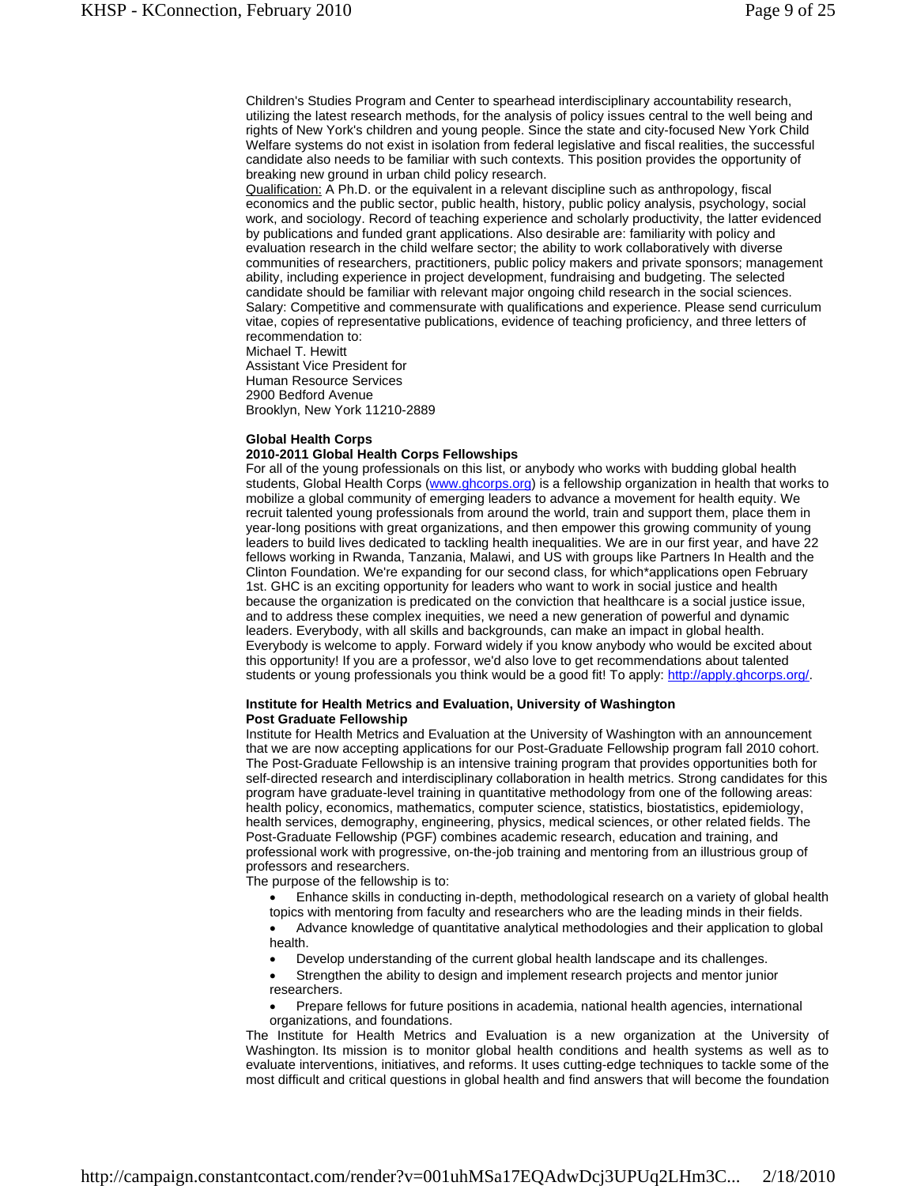Children's Studies Program and Center to spearhead interdisciplinary accountability research, utilizing the latest research methods, for the analysis of policy issues central to the well being and rights of New York's children and young people. Since the state and city-focused New York Child Welfare systems do not exist in isolation from federal legislative and fiscal realities, the successful candidate also needs to be familiar with such contexts. This position provides the opportunity of breaking new ground in urban child policy research.

Qualification: A Ph.D. or the equivalent in a relevant discipline such as anthropology, fiscal economics and the public sector, public health, history, public policy analysis, psychology, social work, and sociology. Record of teaching experience and scholarly productivity, the latter evidenced by publications and funded grant applications. Also desirable are: familiarity with policy and evaluation research in the child welfare sector; the ability to work collaboratively with diverse communities of researchers, practitioners, public policy makers and private sponsors; management ability, including experience in project development, fundraising and budgeting. The selected candidate should be familiar with relevant major ongoing child research in the social sciences. Salary: Competitive and commensurate with qualifications and experience. Please send curriculum vitae, copies of representative publications, evidence of teaching proficiency, and three letters of recommendation to:

Michael T. Hewitt
Assistant Vice President for
Human Resource Services
2900 Bedford Avenue
Brooklyn, New York 11210-2889

**Global Health Corps**
**2010-2011 Global Health Corps Fellowships**

For all of the young professionals on this list, or anybody who works with budding global health students, Global Health Corps (www.ghcorps.org) is a fellowship organization in health that works to mobilize a global community of emerging leaders to advance a movement for health equity. We recruit talented young professionals from around the world, train and support them, place them in year-long positions with great organizations, and then empower this growing community of young leaders to build lives dedicated to tackling health inequalities. We are in our first year, and have 22 fellows working in Rwanda, Tanzania, Malawi, and US with groups like Partners In Health and the Clinton Foundation. We're expanding for our second class, for which*applications open February 1st. GHC is an exciting opportunity for leaders who want to work in social justice and health because the organization is predicated on the conviction that healthcare is a social justice issue, and to address these complex inequities, we need a new generation of powerful and dynamic leaders. Everybody, with all skills and backgrounds, can make an impact in global health. Everybody is welcome to apply. Forward widely if you know anybody who would be excited about this opportunity! If you are a professor, we'd also love to get recommendations about talented students or young professionals you think would be a good fit! To apply: http://apply.ghcorps.org/.

**Institute for Health Metrics and Evaluation, University of Washington**
**Post Graduate Fellowship**

Institute for Health Metrics and Evaluation at the University of Washington with an announcement that we are now accepting applications for our Post-Graduate Fellowship program fall 2010 cohort. The Post-Graduate Fellowship is an intensive training program that provides opportunities both for self-directed research and interdisciplinary collaboration in health metrics. Strong candidates for this program have graduate-level training in quantitative methodology from one of the following areas: health policy, economics, mathematics, computer science, statistics, biostatistics, epidemiology, health services, demography, engineering, physics, medical sciences, or other related fields. The Post-Graduate Fellowship (PGF) combines academic research, education and training, and professional work with progressive, on-the-job training and mentoring from an illustrious group of professors and researchers.

The purpose of the fellowship is to:

- Enhance skills in conducting in-depth, methodological research on a variety of global health topics with mentoring from faculty and researchers who are the leading minds in their fields.
- Advance knowledge of quantitative analytical methodologies and their application to global health.
- Develop understanding of the current global health landscape and its challenges.
- Strengthen the ability to design and implement research projects and mentor junior researchers.
- Prepare fellows for future positions in academia, national health agencies, international organizations, and foundations.

The Institute for Health Metrics and Evaluation is a new organization at the University of Washington. Its mission is to monitor global health conditions and health systems as well as to evaluate interventions, initiatives, and reforms. It uses cutting-edge techniques to tackle some of the most difficult and critical questions in global health and find answers that will become the foundation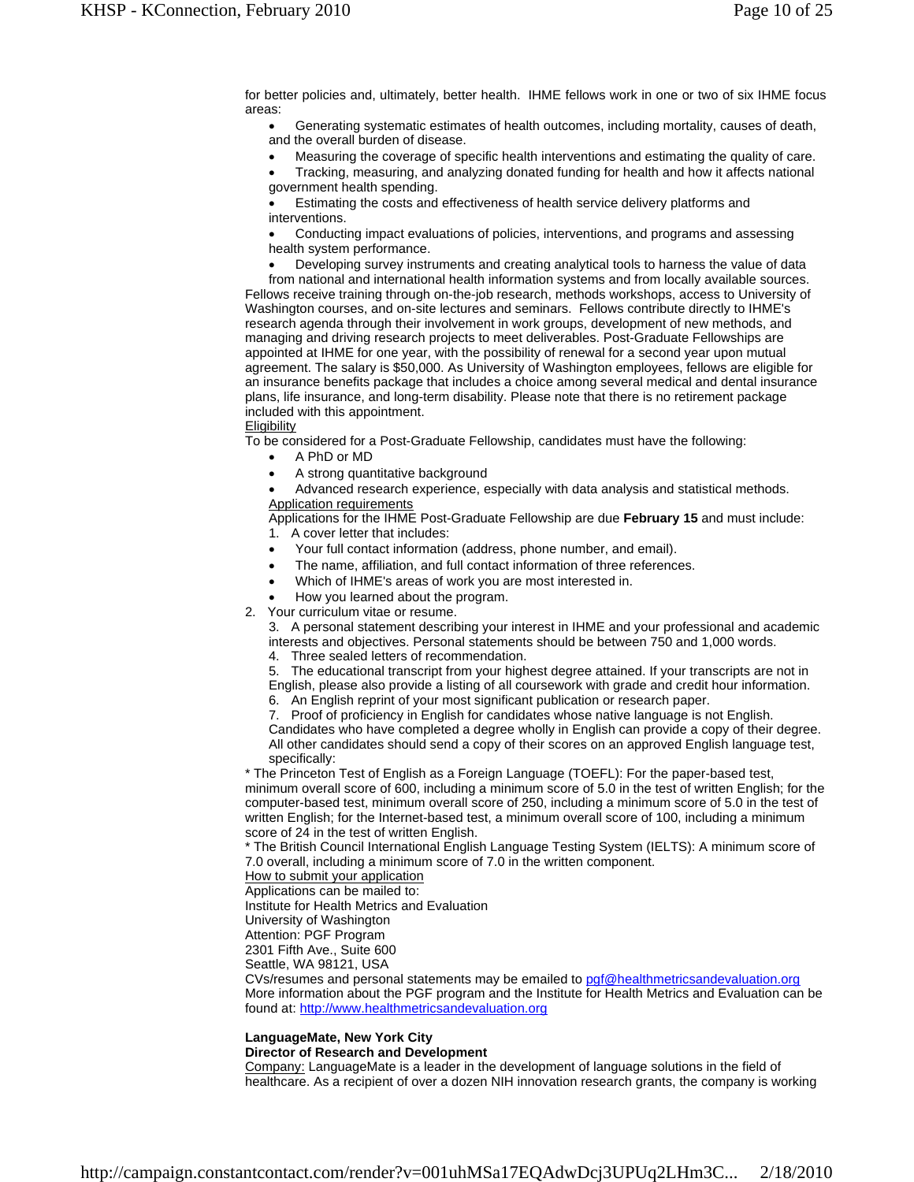for better policies and, ultimately, better health. IHME fellows work in one or two of six IHME focus areas:

- Generating systematic estimates of health outcomes, including mortality, causes of death, and the overall burden of disease.
- Measuring the coverage of specific health interventions and estimating the quality of care.
- Tracking, measuring, and analyzing donated funding for health and how it affects national government health spending.
- Estimating the costs and effectiveness of health service delivery platforms and interventions.
- Conducting impact evaluations of policies, interventions, and programs and assessing health system performance.
- Developing survey instruments and creating analytical tools to harness the value of data from national and international health information systems and from locally available sources.

Fellows receive training through on-the-job research, methods workshops, access to University of Washington courses, and on-site lectures and seminars. Fellows contribute directly to IHME's research agenda through their involvement in work groups, development of new methods, and managing and driving research projects to meet deliverables. Post-Graduate Fellowships are appointed at IHME for one year, with the possibility of renewal for a second year upon mutual agreement. The salary is $50,000. As University of Washington employees, fellows are eligible for an insurance benefits package that includes a choice among several medical and dental insurance plans, life insurance, and long-term disability. Please note that there is no retirement package included with this appointment.

<u>Eligibility</u>

To be considered for a Post-Graduate Fellowship, candidates must have the following:

- A PhD or MD
- A strong quantitative background
- Advanced research experience, especially with data analysis and statistical methods.

<u>Application requirements</u>

Applications for the IHME Post-Graduate Fellowship are due **February 15** and must include:

1. A cover letter that includes:
   - Your full contact information (address, phone number, and email).
   - The name, affiliation, and full contact information of three references.
   - Which of IHME's areas of work you are most interested in.
   - How you learned about the program.
2. Your curriculum vitae or resume.
3. A personal statement describing your interest in IHME and your professional and academic interests and objectives. Personal statements should be between 750 and 1,000 words.
4. Three sealed letters of recommendation.
5. The educational transcript from your highest degree attained. If your transcripts are not in English, please also provide a listing of all coursework with grade and credit hour information.
6. An English reprint of your most significant publication or research paper.
7. Proof of proficiency in English for candidates whose native language is not English. Candidates who have completed a degree wholly in English can provide a copy of their degree. All other candidates should send a copy of their scores on an approved English language test, specifically:

* The Princeton Test of English as a Foreign Language (TOEFL): For the paper-based test, minimum overall score of 600, including a minimum score of 5.0 in the test of written English; for the computer-based test, minimum overall score of 250, including a minimum score of 5.0 in the test of written English; for the Internet-based test, a minimum overall score of 100, including a minimum score of 24 in the test of written English.

* The British Council International English Language Testing System (IELTS): A minimum score of 7.0 overall, including a minimum score of 7.0 in the written component.

<u>How to submit your application</u>

Applications can be mailed to:
Institute for Health Metrics and Evaluation
University of Washington
Attention: PGF Program
2301 Fifth Ave., Suite 600
Seattle, WA 98121, USA

CVs/resumes and personal statements may be emailed to pgf@healthmetricsandevaluation.org
More information about the PGF program and the Institute for Health Metrics and Evaluation can be found at: http://www.healthmetricsandevaluation.org

**LanguageMate, New York City**
**Director of Research and Development**

<u>Company:</u> LanguageMate is a leader in the development of language solutions in the field of healthcare. As a recipient of over a dozen NIH innovation research grants, the company is working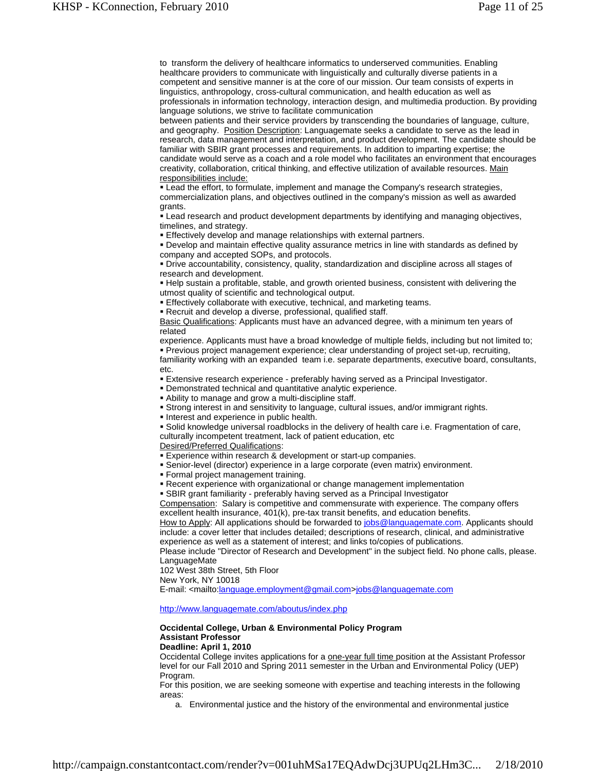to transform the delivery of healthcare informatics to underserved communities. Enabling healthcare providers to communicate with linguistically and culturally diverse patients in a competent and sensitive manner is at the core of our mission. Our team consists of experts in linguistics, anthropology, cross-cultural communication, and health education as well as professionals in information technology, interaction design, and multimedia production. By providing language solutions, we strive to facilitate communication
between patients and their service providers by transcending the boundaries of language, culture, and geography. Position Description: Languagemate seeks a candidate to serve as the lead in research, data management and interpretation, and product development. The candidate should be familiar with SBIR grant processes and requirements. In addition to imparting expertise; the candidate would serve as a coach and a role model who facilitates an environment that encourages creativity, collaboration, critical thinking, and effective utilization of available resources. Main responsibilities include:

- Lead the effort, to formulate, implement and manage the Company's research strategies, commercialization plans, and objectives outlined in the company's mission as well as awarded grants.
- Lead research and product development departments by identifying and managing objectives, timelines, and strategy.
- Effectively develop and manage relationships with external partners.
- Develop and maintain effective quality assurance metrics in line with standards as defined by company and accepted SOPs, and protocols.
- Drive accountability, consistency, quality, standardization and discipline across all stages of research and development.
- Help sustain a profitable, stable, and growth oriented business, consistent with delivering the utmost quality of scientific and technological output.
- Effectively collaborate with executive, technical, and marketing teams.
- Recruit and develop a diverse, professional, qualified staff.

Basic Qualifications: Applicants must have an advanced degree, with a minimum ten years of related
experience. Applicants must have a broad knowledge of multiple fields, including but not limited to;

- Previous project management experience; clear understanding of project set-up, recruiting, familiarity working with an expanded team i.e. separate departments, executive board, consultants, etc.
- Extensive research experience - preferably having served as a Principal Investigator.
- Demonstrated technical and quantitative analytic experience.
- Ability to manage and grow a multi-discipline staff.
- Strong interest in and sensitivity to language, cultural issues, and/or immigrant rights.
- Interest and experience in public health.
- Solid knowledge universal roadblocks in the delivery of health care i.e. Fragmentation of care, culturally incompetent treatment, lack of patient education, etc

Desired/Preferred Qualifications:

- Experience within research & development or start-up companies.
- Senior-level (director) experience in a large corporate (even matrix) environment.
- Formal project management training.
- Recent experience with organizational or change management implementation
- SBIR grant familiarity - preferably having served as a Principal Investigator

Compensation: Salary is competitive and commensurate with experience. The company offers excellent health insurance, 401(k), pre-tax transit benefits, and education benefits.
How to Apply: All applications should be forwarded to jobs@languagemate.com. Applicants should include: a cover letter that includes detailed; descriptions of research, clinical, and administrative experience as well as a statement of interest; and links to/copies of publications.
Please include "Director of Research and Development" in the subject field. No phone calls, please.
LanguageMate
102 West 38th Street, 5th Floor
New York, NY 10018
E-mail: <mailto:language.employment@gmail.com>jobs@languagemate.com

http://www.languagemate.com/aboutus/index.php

**Occidental College, Urban & Environmental Policy Program**
**Assistant Professor**
**Deadline: April 1, 2010**

Occidental College invites applications for a one-year full time position at the Assistant Professor level for our Fall 2010 and Spring 2011 semester in the Urban and Environmental Policy (UEP) Program.
For this position, we are seeking someone with expertise and teaching interests in the following areas:

a. Environmental justice and the history of the environmental and environmental justice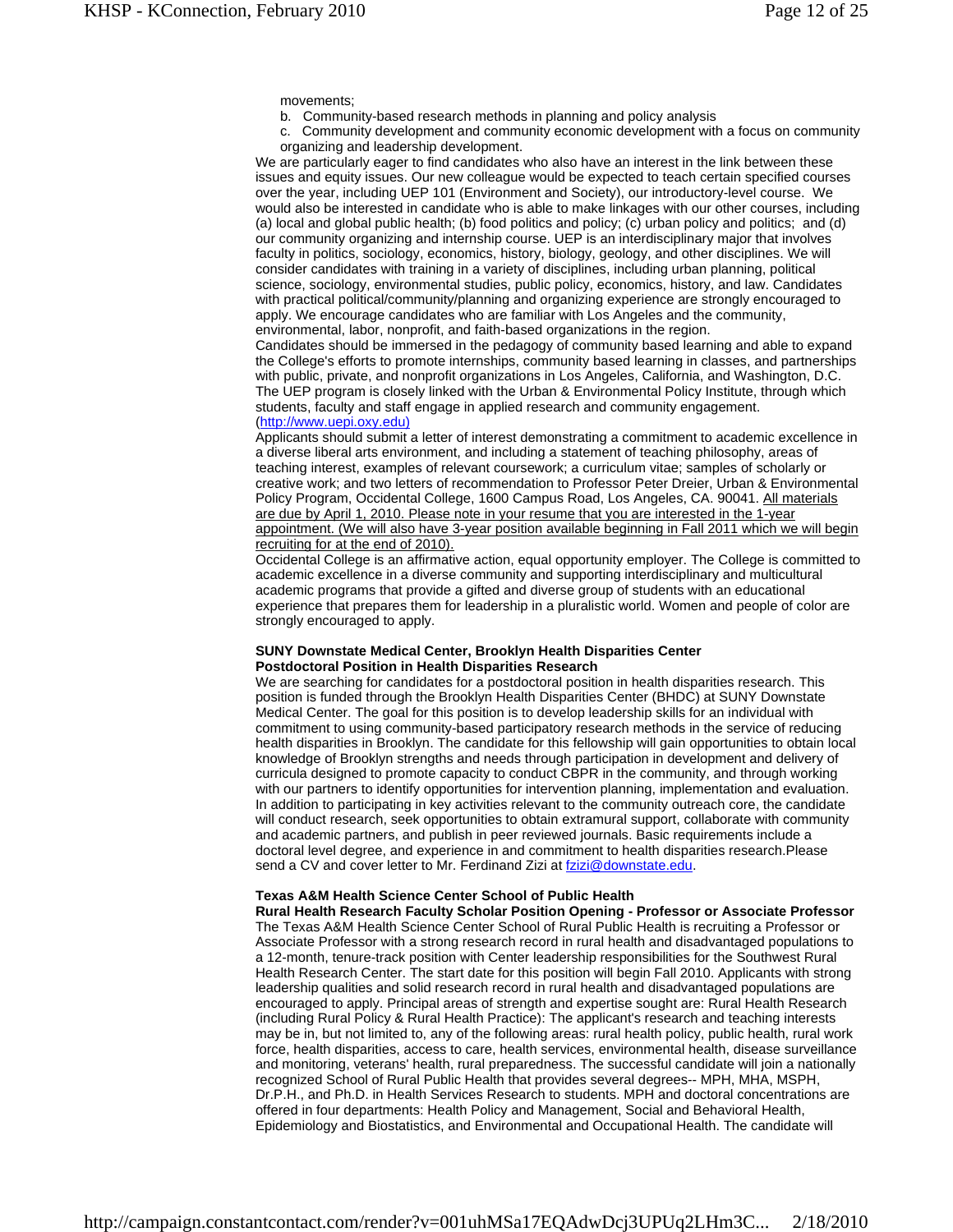movements;

b. Community-based research methods in planning and policy analysis

c. Community development and community economic development with a focus on community organizing and leadership development.

We are particularly eager to find candidates who also have an interest in the link between these issues and equity issues. Our new colleague would be expected to teach certain specified courses over the year, including UEP 101 (Environment and Society), our introductory-level course. We would also be interested in candidate who is able to make linkages with our other courses, including (a) local and global public health; (b) food politics and policy; (c) urban policy and politics; and (d) our community organizing and internship course. UEP is an interdisciplinary major that involves faculty in politics, sociology, economics, history, biology, geology, and other disciplines. We will consider candidates with training in a variety of disciplines, including urban planning, political science, sociology, environmental studies, public policy, economics, history, and law. Candidates with practical political/community/planning and organizing experience are strongly encouraged to apply. We encourage candidates who are familiar with Los Angeles and the community, environmental, labor, nonprofit, and faith-based organizations in the region.

Candidates should be immersed in the pedagogy of community based learning and able to expand the College's efforts to promote internships, community based learning in classes, and partnerships with public, private, and nonprofit organizations in Los Angeles, California, and Washington, D.C. The UEP program is closely linked with the Urban & Environmental Policy Institute, through which students, faculty and staff engage in applied research and community engagement. (http://www.uepi.oxy.edu)

Applicants should submit a letter of interest demonstrating a commitment to academic excellence in a diverse liberal arts environment, and including a statement of teaching philosophy, areas of teaching interest, examples of relevant coursework; a curriculum vitae; samples of scholarly or creative work; and two letters of recommendation to Professor Peter Dreier, Urban & Environmental Policy Program, Occidental College, 1600 Campus Road, Los Angeles, CA. 90041. All materials are due by April 1, 2010. Please note in your resume that you are interested in the 1-year appointment. (We will also have 3-year position available beginning in Fall 2011 which we will begin recruiting for at the end of 2010).

Occidental College is an affirmative action, equal opportunity employer. The College is committed to academic excellence in a diverse community and supporting interdisciplinary and multicultural academic programs that provide a gifted and diverse group of students with an educational experience that prepares them for leadership in a pluralistic world. Women and people of color are strongly encouraged to apply.

**SUNY Downstate Medical Center, Brooklyn Health Disparities Center**
**Postdoctoral Position in Health Disparities Research**

We are searching for candidates for a postdoctoral position in health disparities research. This position is funded through the Brooklyn Health Disparities Center (BHDC) at SUNY Downstate Medical Center. The goal for this position is to develop leadership skills for an individual with commitment to using community-based participatory research methods in the service of reducing health disparities in Brooklyn. The candidate for this fellowship will gain opportunities to obtain local knowledge of Brooklyn strengths and needs through participation in development and delivery of curricula designed to promote capacity to conduct CBPR in the community, and through working with our partners to identify opportunities for intervention planning, implementation and evaluation. In addition to participating in key activities relevant to the community outreach core, the candidate will conduct research, seek opportunities to obtain extramural support, collaborate with community and academic partners, and publish in peer reviewed journals. Basic requirements include a doctoral level degree, and experience in and commitment to health disparities research.Please send a CV and cover letter to Mr. Ferdinand Zizi at fzizi@downstate.edu.

**Texas A&M Health Science Center School of Public Health**
**Rural Health Research Faculty Scholar Position Opening - Professor or Associate Professor**

The Texas A&M Health Science Center School of Rural Public Health is recruiting a Professor or Associate Professor with a strong research record in rural health and disadvantaged populations to a 12-month, tenure-track position with Center leadership responsibilities for the Southwest Rural Health Research Center. The start date for this position will begin Fall 2010. Applicants with strong leadership qualities and solid research record in rural health and disadvantaged populations are encouraged to apply. Principal areas of strength and expertise sought are: Rural Health Research (including Rural Policy & Rural Health Practice): The applicant's research and teaching interests may be in, but not limited to, any of the following areas: rural health policy, public health, rural work force, health disparities, access to care, health services, environmental health, disease surveillance and monitoring, veterans' health, rural preparedness. The successful candidate will join a nationally recognized School of Rural Public Health that provides several degrees-- MPH, MHA, MSPH, Dr.P.H., and Ph.D. in Health Services Research to students. MPH and doctoral concentrations are offered in four departments: Health Policy and Management, Social and Behavioral Health, Epidemiology and Biostatistics, and Environmental and Occupational Health. The candidate will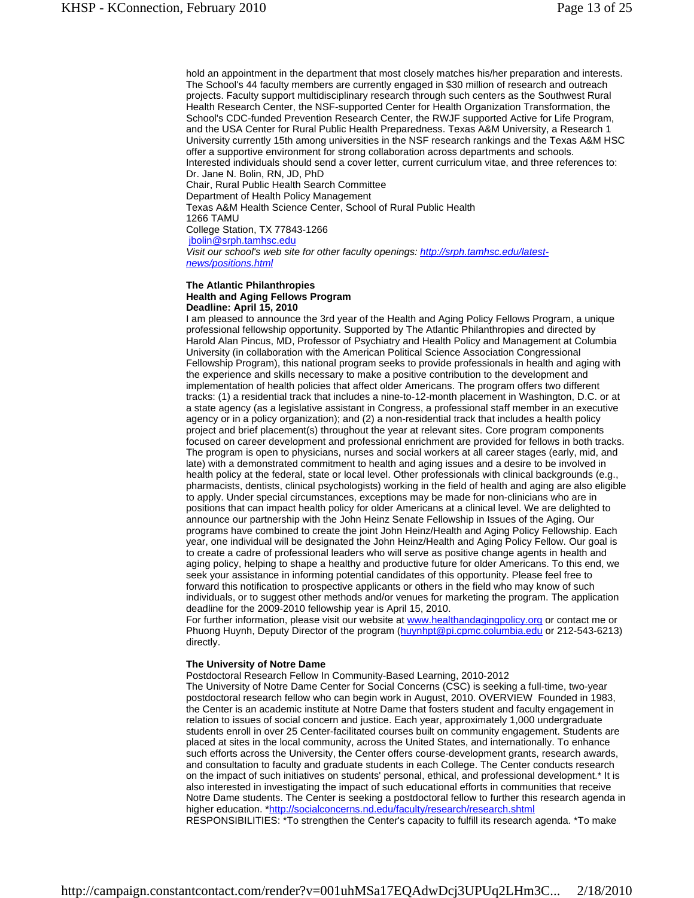hold an appointment in the department that most closely matches his/her preparation and interests. The School's 44 faculty members are currently engaged in $30 million of research and outreach projects. Faculty support multidisciplinary research through such centers as the Southwest Rural Health Research Center, the NSF-supported Center for Health Organization Transformation, the School's CDC-funded Prevention Research Center, the RWJF supported Active for Life Program, and the USA Center for Rural Public Health Preparedness. Texas A&M University, a Research 1 University currently 15th among universities in the NSF research rankings and the Texas A&M HSC offer a supportive environment for strong collaboration across departments and schools.
Interested individuals should send a cover letter, current curriculum vitae, and three references to:
Dr. Jane N. Bolin, RN, JD, PhD
Chair, Rural Public Health Search Committee
Department of Health Policy Management
Texas A&M Health Science Center, School of Rural Public Health
1266 TAMU
College Station, TX 77843-1266
jbolin@srph.tamhsc.edu
*Visit our school's web site for other faculty openings: http://srph.tamhsc.edu/latest-news/positions.html*

**The Atlantic Philanthropies**
**Health and Aging Fellows Program**
**Deadline: April 15, 2010**
I am pleased to announce the 3rd year of the Health and Aging Policy Fellows Program, a unique professional fellowship opportunity. Supported by The Atlantic Philanthropies and directed by Harold Alan Pincus, MD, Professor of Psychiatry and Health Policy and Management at Columbia University (in collaboration with the American Political Science Association Congressional Fellowship Program), this national program seeks to provide professionals in health and aging with the experience and skills necessary to make a positive contribution to the development and implementation of health policies that affect older Americans. The program offers two different tracks: (1) a residential track that includes a nine-to-12-month placement in Washington, D.C. or at a state agency (as a legislative assistant in Congress, a professional staff member in an executive agency or in a policy organization); and (2) a non-residential track that includes a health policy project and brief placement(s) throughout the year at relevant sites. Core program components focused on career development and professional enrichment are provided for fellows in both tracks. The program is open to physicians, nurses and social workers at all career stages (early, mid, and late) with a demonstrated commitment to health and aging issues and a desire to be involved in health policy at the federal, state or local level. Other professionals with clinical backgrounds (e.g., pharmacists, dentists, clinical psychologists) working in the field of health and aging are also eligible to apply. Under special circumstances, exceptions may be made for non-clinicians who are in positions that can impact health policy for older Americans at a clinical level. We are delighted to announce our partnership with the John Heinz Senate Fellowship in Issues of the Aging. Our programs have combined to create the joint John Heinz/Health and Aging Policy Fellowship. Each year, one individual will be designated the John Heinz/Health and Aging Policy Fellow. Our goal is to create a cadre of professional leaders who will serve as positive change agents in health and aging policy, helping to shape a healthy and productive future for older Americans. To this end, we seek your assistance in informing potential candidates of this opportunity. Please feel free to forward this notification to prospective applicants or others in the field who may know of such individuals, or to suggest other methods and/or venues for marketing the program. The application deadline for the 2009-2010 fellowship year is April 15, 2010.
For further information, please visit our website at www.healthandagingpolicy.org or contact me or Phuong Huynh, Deputy Director of the program (huynhpt@pi.cpmc.columbia.edu or 212-543-6213) directly.

**The University of Notre Dame**
Postdoctoral Research Fellow In Community-Based Learning, 2010-2012
The University of Notre Dame Center for Social Concerns (CSC) is seeking a full-time, two-year postdoctoral research fellow who can begin work in August, 2010. OVERVIEW Founded in 1983, the Center is an academic institute at Notre Dame that fosters student and faculty engagement in relation to issues of social concern and justice. Each year, approximately 1,000 undergraduate students enroll in over 25 Center-facilitated courses built on community engagement. Students are placed at sites in the local community, across the United States, and internationally. To enhance such efforts across the University, the Center offers course-development grants, research awards, and consultation to faculty and graduate students in each College. The Center conducts research on the impact of such initiatives on students' personal, ethical, and professional development.* It is also interested in investigating the impact of such educational efforts in communities that receive Notre Dame students. The Center is seeking a postdoctoral fellow to further this research agenda in higher education. *http://socialconcerns.nd.edu/faculty/research/research.shtml
RESPONSIBILITIES: *To strengthen the Center's capacity to fulfill its research agenda. *To make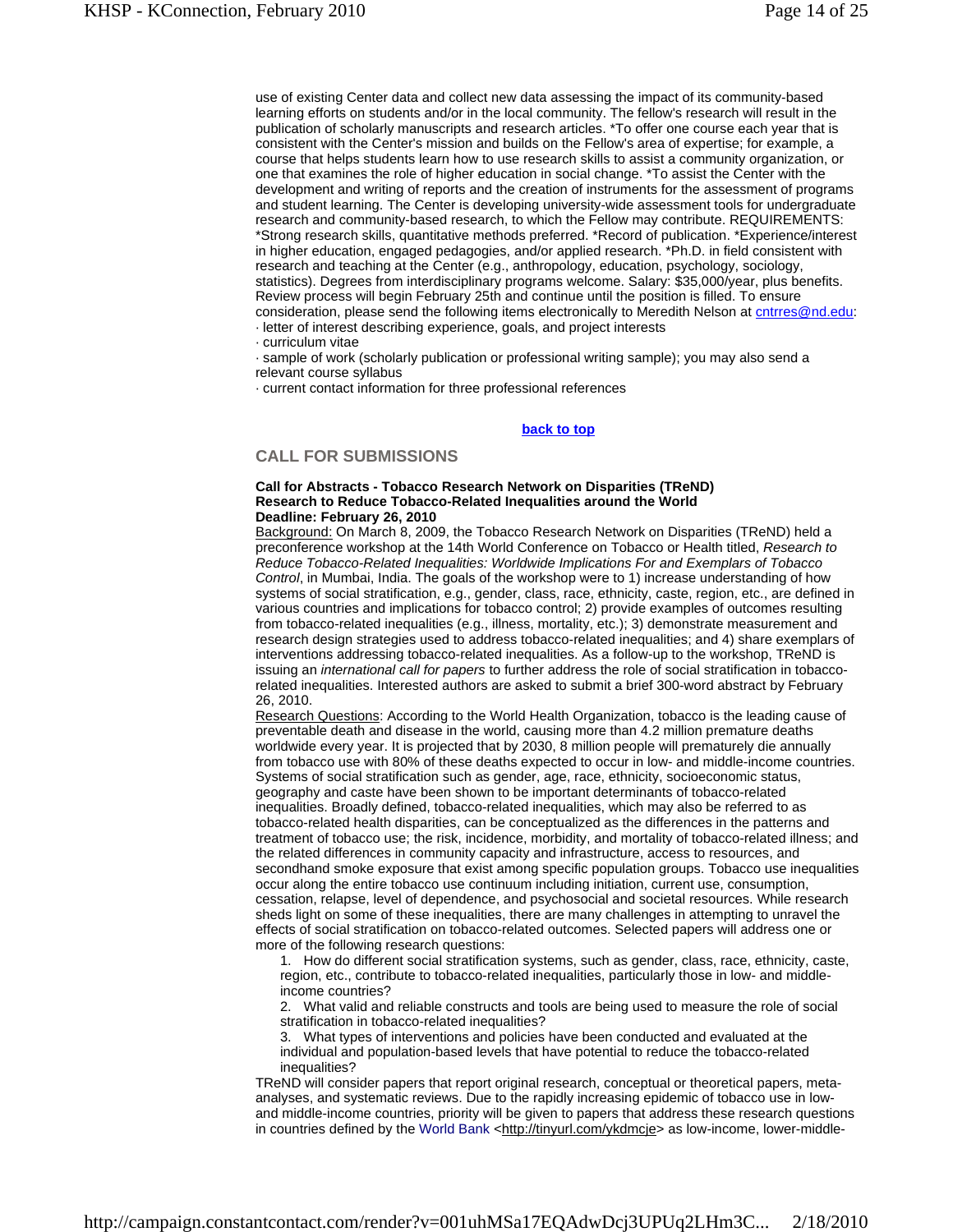use of existing Center data and collect new data assessing the impact of its community-based learning efforts on students and/or in the local community. The fellow's research will result in the publication of scholarly manuscripts and research articles. *To offer one course each year that is consistent with the Center's mission and builds on the Fellow's area of expertise; for example, a course that helps students learn how to use research skills to assist a community organization, or one that examines the role of higher education in social change. *To assist the Center with the development and writing of reports and the creation of instruments for the assessment of programs and student learning. The Center is developing university-wide assessment tools for undergraduate research and community-based research, to which the Fellow may contribute. REQUIREMENTS: *Strong research skills, quantitative methods preferred. *Record of publication. *Experience/interest in higher education, engaged pedagogies, and/or applied research. *Ph.D. in field consistent with research and teaching at the Center (e.g., anthropology, education, psychology, sociology, statistics). Degrees from interdisciplinary programs welcome. Salary: $35,000/year, plus benefits. Review process will begin February 25th and continue until the position is filled. To ensure consideration, please send the following items electronically to Meredith Nelson at cntrres@nd.edu:

· letter of interest describing experience, goals, and project interests
· curriculum vitae
· sample of work (scholarly publication or professional writing sample); you may also send a relevant course syllabus
· current contact information for three professional references

**back to top**

## CALL FOR SUBMISSIONS

**Call for Abstracts - Tobacco Research Network on Disparities (TReND)**
**Research to Reduce Tobacco-Related Inequalities around the World**
**Deadline: February 26, 2010**

Background: On March 8, 2009, the Tobacco Research Network on Disparities (TReND) held a preconference workshop at the 14th World Conference on Tobacco or Health titled, *Research to Reduce Tobacco-Related Inequalities: Worldwide Implications For and Exemplars of Tobacco Control*, in Mumbai, India. The goals of the workshop were to 1) increase understanding of how systems of social stratification, e.g., gender, class, race, ethnicity, caste, region, etc., are defined in various countries and implications for tobacco control; 2) provide examples of outcomes resulting from tobacco-related inequalities (e.g., illness, mortality, etc.); 3) demonstrate measurement and research design strategies used to address tobacco-related inequalities; and 4) share exemplars of interventions addressing tobacco-related inequalities. As a follow-up to the workshop, TReND is issuing an *international call for papers* to further address the role of social stratification in tobacco-related inequalities. Interested authors are asked to submit a brief 300-word abstract by February 26, 2010.

Research Questions: According to the World Health Organization, tobacco is the leading cause of preventable death and disease in the world, causing more than 4.2 million premature deaths worldwide every year. It is projected that by 2030, 8 million people will prematurely die annually from tobacco use with 80% of these deaths expected to occur in low- and middle-income countries. Systems of social stratification such as gender, age, race, ethnicity, socioeconomic status, geography and caste have been shown to be important determinants of tobacco-related inequalities. Broadly defined, tobacco-related inequalities, which may also be referred to as tobacco-related health disparities, can be conceptualized as the differences in the patterns and treatment of tobacco use; the risk, incidence, morbidity, and mortality of tobacco-related illness; and the related differences in community capacity and infrastructure, access to resources, and secondhand smoke exposure that exist among specific population groups. Tobacco use inequalities occur along the entire tobacco use continuum including initiation, current use, consumption, cessation, relapse, level of dependence, and psychosocial and societal resources. While research sheds light on some of these inequalities, there are many challenges in attempting to unravel the effects of social stratification on tobacco-related outcomes. Selected papers will address one or more of the following research questions:

1. How do different social stratification systems, such as gender, class, race, ethnicity, caste, region, etc., contribute to tobacco-related inequalities, particularly those in low- and middle-income countries?
2. What valid and reliable constructs and tools are being used to measure the role of social stratification in tobacco-related inequalities?
3. What types of interventions and policies have been conducted and evaluated at the individual and population-based levels that have potential to reduce the tobacco-related inequalities?

TReND will consider papers that report original research, conceptual or theoretical papers, meta-analyses, and systematic reviews. Due to the rapidly increasing epidemic of tobacco use in low- and middle-income countries, priority will be given to papers that address these research questions in countries defined by the World Bank <http://tinyurl.com/ykdmcje> as low-income, lower-middle-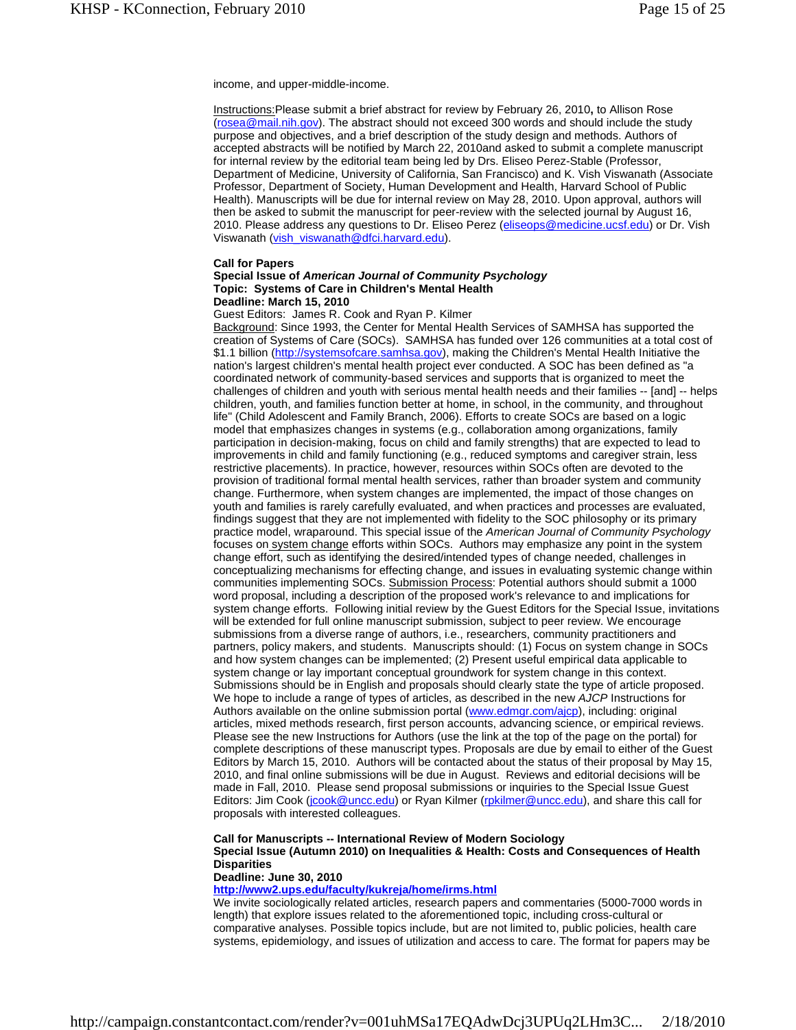income, and upper-middle-income.

Instructions: Please submit a brief abstract for review by February 26, 2010**,** to Allison Rose (rosea@mail.nih.gov). The abstract should not exceed 300 words and should include the study purpose and objectives, and a brief description of the study design and methods. Authors of accepted abstracts will be notified by March 22, 2010and asked to submit a complete manuscript for internal review by the editorial team being led by Drs. Eliseo Perez-Stable (Professor, Department of Medicine, University of California, San Francisco) and K. Vish Viswanath (Associate Professor, Department of Society, Human Development and Health, Harvard School of Public Health). Manuscripts will be due for internal review on May 28, 2010. Upon approval, authors will then be asked to submit the manuscript for peer-review with the selected journal by August 16, 2010. Please address any questions to Dr. Eliseo Perez (eliseops@medicine.ucsf.edu) or Dr. Vish Viswanath (vish_viswanath@dfci.harvard.edu).

**Call for Papers**
**Special Issue of *American Journal of Community Psychology***
**Topic: Systems of Care in Children's Mental Health**
**Deadline: March 15, 2010**

Guest Editors: James R. Cook and Ryan P. Kilmer

Background: Since 1993, the Center for Mental Health Services of SAMHSA has supported the creation of Systems of Care (SOCs). SAMHSA has funded over 126 communities at a total cost of $1.1 billion (http://systemsofcare.samhsa.gov), making the Children's Mental Health Initiative the nation's largest children's mental health project ever conducted. A SOC has been defined as "a coordinated network of community-based services and supports that is organized to meet the challenges of children and youth with serious mental health needs and their families -- [and] -- helps children, youth, and families function better at home, in school, in the community, and throughout life" (Child Adolescent and Family Branch, 2006). Efforts to create SOCs are based on a logic model that emphasizes changes in systems (e.g., collaboration among organizations, family participation in decision-making, focus on child and family strengths) that are expected to lead to improvements in child and family functioning (e.g., reduced symptoms and caregiver strain, less restrictive placements). In practice, however, resources within SOCs often are devoted to the provision of traditional formal mental health services, rather than broader system and community change. Furthermore, when system changes are implemented, the impact of those changes on youth and families is rarely carefully evaluated, and when practices and processes are evaluated, findings suggest that they are not implemented with fidelity to the SOC philosophy or its primary practice model, wraparound. This special issue of the *American Journal of Community Psychology* focuses on system change efforts within SOCs. Authors may emphasize any point in the system change effort, such as identifying the desired/intended types of change needed, challenges in conceptualizing mechanisms for effecting change, and issues in evaluating systemic change within communities implementing SOCs. Submission Process: Potential authors should submit a 1000 word proposal, including a description of the proposed work's relevance to and implications for system change efforts. Following initial review by the Guest Editors for the Special Issue, invitations will be extended for full online manuscript submission, subject to peer review. We encourage submissions from a diverse range of authors, i.e., researchers, community practitioners and partners, policy makers, and students. Manuscripts should: (1) Focus on system change in SOCs and how system changes can be implemented; (2) Present useful empirical data applicable to system change or lay important conceptual groundwork for system change in this context. Submissions should be in English and proposals should clearly state the type of article proposed. We hope to include a range of types of articles, as described in the new *AJCP* Instructions for Authors available on the online submission portal (www.edmgr.com/ajcp), including: original articles, mixed methods research, first person accounts, advancing science, or empirical reviews. Please see the new Instructions for Authors (use the link at the top of the page on the portal) for complete descriptions of these manuscript types. Proposals are due by email to either of the Guest Editors by March 15, 2010. Authors will be contacted about the status of their proposal by May 15, 2010, and final online submissions will be due in August. Reviews and editorial decisions will be made in Fall, 2010. Please send proposal submissions or inquiries to the Special Issue Guest Editors: Jim Cook (jcook@uncc.edu) or Ryan Kilmer (rpkilmer@uncc.edu), and share this call for proposals with interested colleagues.

**Call for Manuscripts -- International Review of Modern Sociology**
**Special Issue (Autumn 2010) on Inequalities & Health: Costs and Consequences of Health Disparities**
**Deadline: June 30, 2010**
**http://www2.ups.edu/faculty/kukreja/home/irms.html**

We invite sociologically related articles, research papers and commentaries (5000-7000 words in length) that explore issues related to the aforementioned topic, including cross-cultural or comparative analyses. Possible topics include, but are not limited to, public policies, health care systems, epidemiology, and issues of utilization and access to care. The format for papers may be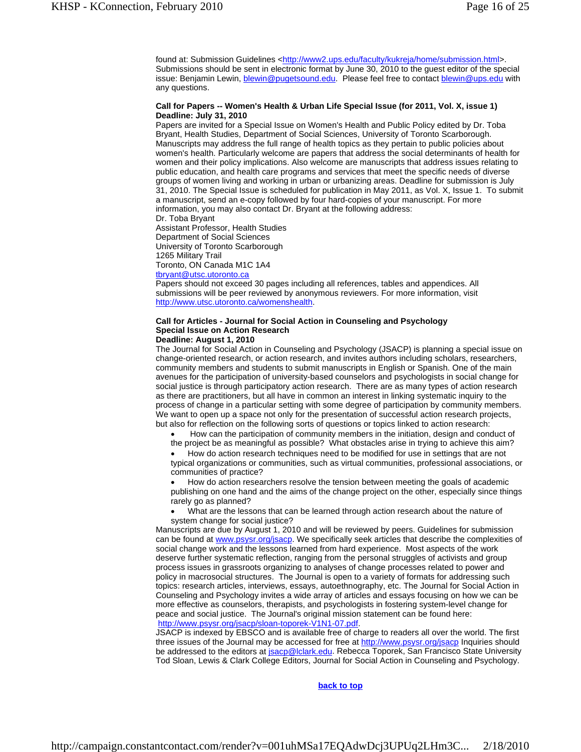found at: Submission Guidelines <http://www2.ups.edu/faculty/kukreja/home/submission.html>. Submissions should be sent in electronic format by June 30, 2010 to the guest editor of the special issue: Benjamin Lewin, blewin@pugetsound.edu. Please feel free to contact blewin@ups.edu with any questions.

**Call for Papers -- Women's Health & Urban Life Special Issue (for 2011, Vol. X, issue 1)**
**Deadline: July 31, 2010**

Papers are invited for a Special Issue on Women's Health and Public Policy edited by Dr. Toba Bryant, Health Studies, Department of Social Sciences, University of Toronto Scarborough. Manuscripts may address the full range of health topics as they pertain to public policies about women's health. Particularly welcome are papers that address the social determinants of health for women and their policy implications. Also welcome are manuscripts that address issues relating to public education, and health care programs and services that meet the specific needs of diverse groups of women living and working in urban or urbanizing areas. Deadline for submission is July 31, 2010. The Special Issue is scheduled for publication in May 2011, as Vol. X, Issue 1. To submit a manuscript, send an e-copy followed by four hard-copies of your manuscript. For more information, you may also contact Dr. Bryant at the following address:

Dr. Toba Bryant
Assistant Professor, Health Studies
Department of Social Sciences
University of Toronto Scarborough
1265 Military Trail
Toronto, ON Canada M1C 1A4
tbryant@utsc.utoronto.ca

Papers should not exceed 30 pages including all references, tables and appendices. All submissions will be peer reviewed by anonymous reviewers. For more information, visit http://www.utsc.utoronto.ca/womenshealth.

**Call for Articles - Journal for Social Action in Counseling and Psychology**
**Special Issue on Action Research**
**Deadline: August 1, 2010**

The Journal for Social Action in Counseling and Psychology (JSACP) is planning a special issue on change-oriented research, or action research, and invites authors including scholars, researchers, community members and students to submit manuscripts in English or Spanish. One of the main avenues for the participation of university-based counselors and psychologists in social change for social justice is through participatory action research. There are as many types of action research as there are practitioners, but all have in common an interest in linking systematic inquiry to the process of change in a particular setting with some degree of participation by community members. We want to open up a space not only for the presentation of successful action research projects, but also for reflection on the following sorts of questions or topics linked to action research:

- How can the participation of community members in the initiation, design and conduct of the project be as meaningful as possible? What obstacles arise in trying to achieve this aim?
- How do action research techniques need to be modified for use in settings that are not typical organizations or communities, such as virtual communities, professional associations, or communities of practice?
- How do action researchers resolve the tension between meeting the goals of academic publishing on one hand and the aims of the change project on the other, especially since things rarely go as planned?
- What are the lessons that can be learned through action research about the nature of system change for social justice?

Manuscripts are due by August 1, 2010 and will be reviewed by peers. Guidelines for submission can be found at www.psysr.org/jsacp. We specifically seek articles that describe the complexities of social change work and the lessons learned from hard experience. Most aspects of the work deserve further systematic reflection, ranging from the personal struggles of activists and group process issues in grassroots organizing to analyses of change processes related to power and policy in macrosocial structures. The Journal is open to a variety of formats for addressing such topics: research articles, interviews, essays, autoethnography, etc. The Journal for Social Action in Counseling and Psychology invites a wide array of articles and essays focusing on how we can be more effective as counselors, therapists, and psychologists in fostering system-level change for peace and social justice. The Journal's original mission statement can be found here: http://www.psysr.org/jsacp/sloan-toporek-V1N1-07.pdf.

JSACP is indexed by EBSCO and is available free of charge to readers all over the world. The first three issues of the Journal may be accessed for free at http://www.psysr.org/jsacp Inquiries should be addressed to the editors at jsacp@lclark.edu. Rebecca Toporek, San Francisco State University Tod Sloan, Lewis & Clark College Editors, Journal for Social Action in Counseling and Psychology.

**back to top**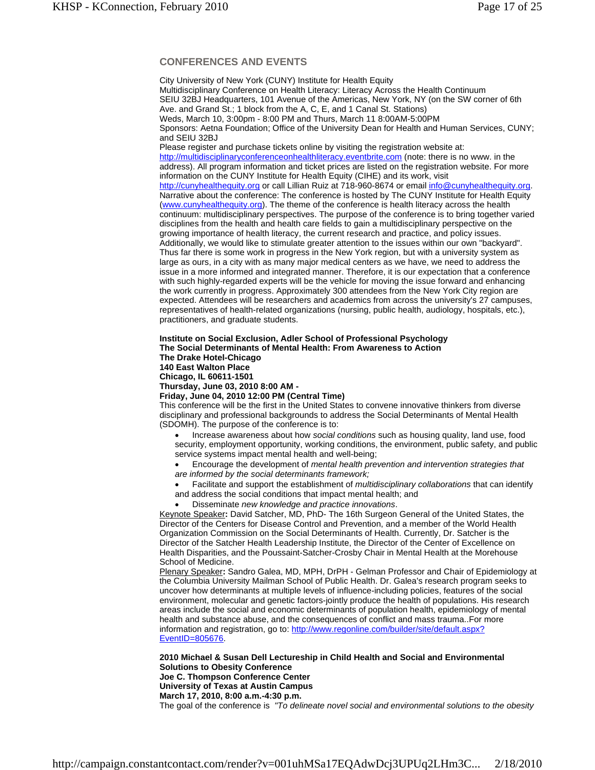## CONFERENCES AND EVENTS

City University of New York (CUNY) Institute for Health Equity
Multidisciplinary Conference on Health Literacy: Literacy Across the Health Continuum
SEIU 32BJ Headquarters, 101 Avenue of the Americas, New York, NY (on the SW corner of 6th Ave. and Grand St.; 1 block from the A, C, E, and 1 Canal St. Stations)
Weds, March 10, 3:00pm - 8:00 PM and Thurs, March 11 8:00AM-5:00PM
Sponsors: Aetna Foundation; Office of the University Dean for Health and Human Services, CUNY; and SEIU 32BJ
Please register and purchase tickets online by visiting the registration website at: http://multidisciplinaryconferenceonhealthliteracy.eventbrite.com (note: there is no www. in the address). All program information and ticket prices are listed on the registration website. For more information on the CUNY Institute for Health Equity (CIHE) and its work, visit http://cunyhealthequity.org or call Lillian Ruiz at 718-960-8674 or email info@cunyhealthequity.org.
Narrative about the conference: The conference is hosted by The CUNY Institute for Health Equity (www.cunyhealthequity.org). The theme of the conference is health literacy across the health continuum: multidisciplinary perspectives. The purpose of the conference is to bring together varied disciplines from the health and health care fields to gain a multidisciplinary perspective on the growing importance of health literacy, the current research and practice, and policy issues. Additionally, we would like to stimulate greater attention to the issues within our own "backyard". Thus far there is some work in progress in the New York region, but with a university system as large as ours, in a city with as many major medical centers as we have, we need to address the issue in a more informed and integrated manner. Therefore, it is our expectation that a conference with such highly-regarded experts will be the vehicle for moving the issue forward and enhancing the work currently in progress. Approximately 300 attendees from the New York City region are expected. Attendees will be researchers and academics from across the university's 27 campuses, representatives of health-related organizations (nursing, public health, audiology, hospitals, etc.), practitioners, and graduate students.

**Institute on Social Exclusion, Adler School of Professional Psychology**
**The Social Determinants of Mental Health: From Awareness to Action**
**The Drake Hotel-Chicago**
**140 East Walton Place**
**Chicago, IL 60611-1501**
**Thursday, June 03, 2010 8:00 AM -**
**Friday, June 04, 2010 12:00 PM (Central Time)**
This conference will be the first in the United States to convene innovative thinkers from diverse disciplinary and professional backgrounds to address the Social Determinants of Mental Health (SDOMH). The purpose of the conference is to:

- Increase awareness about how *social conditions* such as housing quality, land use, food security, employment opportunity, working conditions, the environment, public safety, and public service systems impact mental health and well-being;
- Encourage the development of *mental health prevention and intervention strategies that are informed by the social determinants framework;*
- Facilitate and support the establishment of *multidisciplinary collaborations* that can identify and address the social conditions that impact mental health; and
- Disseminate *new knowledge and practice innovations*.

Keynote Speaker**:** David Satcher, MD, PhD- The 16th Surgeon General of the United States, the Director of the Centers for Disease Control and Prevention, and a member of the World Health Organization Commission on the Social Determinants of Health. Currently, Dr. Satcher is the Director of the Satcher Health Leadership Institute, the Director of the Center of Excellence on Health Disparities, and the Poussaint-Satcher-Crosby Chair in Mental Health at the Morehouse School of Medicine.
Plenary Speaker**:** Sandro Galea, MD, MPH, DrPH - Gelman Professor and Chair of Epidemiology at the Columbia University Mailman School of Public Health. Dr. Galea's research program seeks to uncover how determinants at multiple levels of influence-including policies, features of the social environment, molecular and genetic factors-jointly produce the health of populations. His research areas include the social and economic determinants of population health, epidemiology of mental health and substance abuse, and the consequences of conflict and mass trauma..For more information and registration, go to: http://www.regonline.com/builder/site/default.aspx?EventID=805676.

**2010 Michael & Susan Dell Lectureship in Child Health and Social and Environmental Solutions to Obesity Conference**
**Joe C. Thompson Conference Center**
**University of Texas at Austin Campus**
**March 17, 2010, 8:00 a.m.-4:30 p.m.**
The goal of the conference is *"To delineate novel social and environmental solutions to the obesity*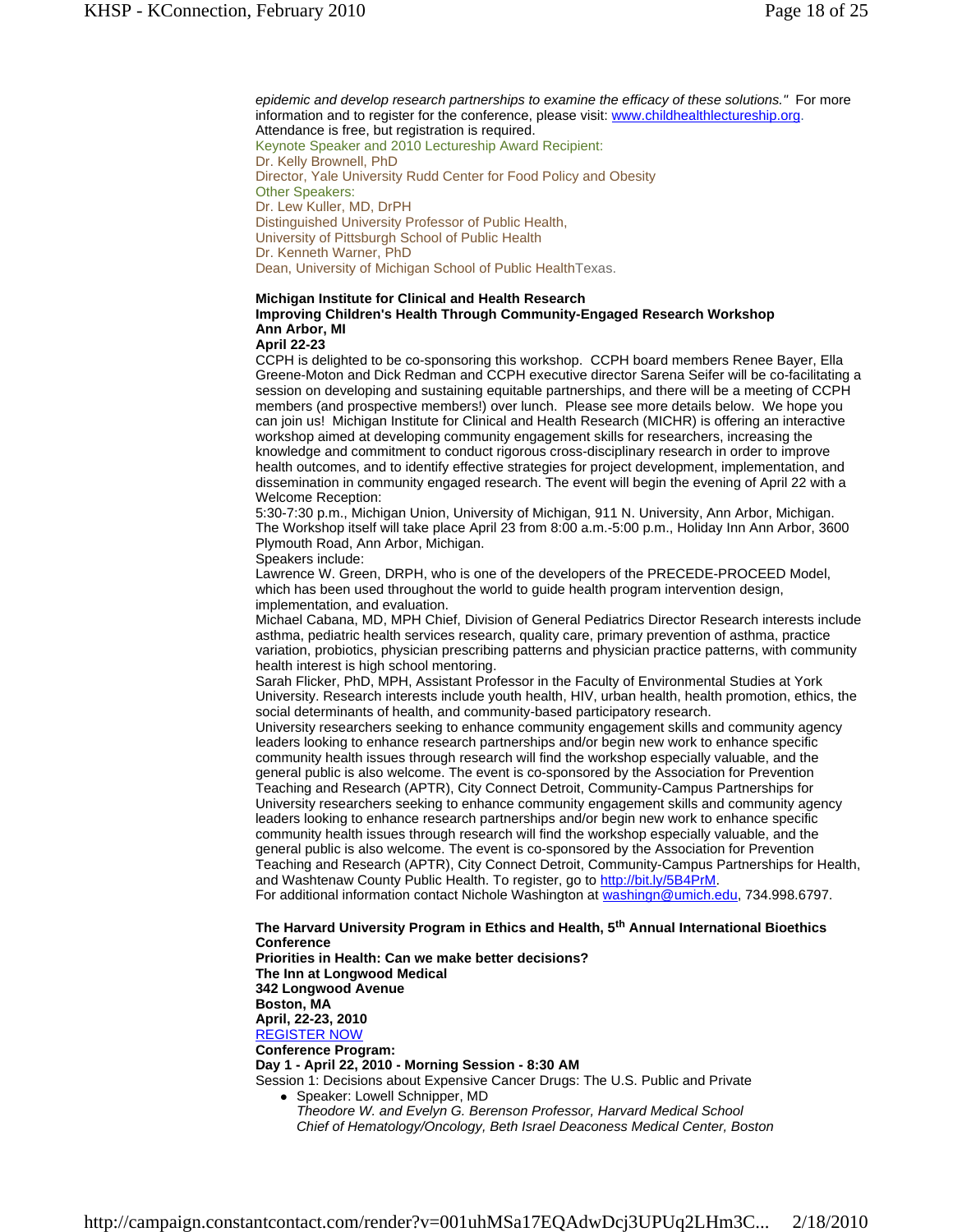*epidemic and develop research partnerships to examine the efficacy of these solutions."* For more information and to register for the conference, please visit: [www.childhealthlectureship.org](www.childhealthlectureship.org). Attendance is free, but registration is required.

Keynote Speaker and 2010 Lectureship Award Recipient:
Dr. Kelly Brownell, PhD
Director, Yale University Rudd Center for Food Policy and Obesity
Other Speakers:
Dr. Lew Kuller, MD, DrPH
Distinguished University Professor of Public Health,
University of Pittsburgh School of Public Health
Dr. Kenneth Warner, PhD
Dean, University of Michigan School of Public HealthTexas.

**Michigan Institute for Clinical and Health Research**
**Improving Children's Health Through Community-Engaged Research Workshop**
**Ann Arbor, MI**
**April 22-23**

CCPH is delighted to be co-sponsoring this workshop. CCPH board members Renee Bayer, Ella Greene-Moton and Dick Redman and CCPH executive director Sarena Seifer will be co-facilitating a session on developing and sustaining equitable partnerships, and there will be a meeting of CCPH members (and prospective members!) over lunch. Please see more details below. We hope you can join us! Michigan Institute for Clinical and Health Research (MICHR) is offering an interactive workshop aimed at developing community engagement skills for researchers, increasing the knowledge and commitment to conduct rigorous cross-disciplinary research in order to improve health outcomes, and to identify effective strategies for project development, implementation, and dissemination in community engaged research. The event will begin the evening of April 22 with a Welcome Reception:
5:30-7:30 p.m., Michigan Union, University of Michigan, 911 N. University, Ann Arbor, Michigan.
The Workshop itself will take place April 23 from 8:00 a.m.-5:00 p.m., Holiday Inn Ann Arbor, 3600 Plymouth Road, Ann Arbor, Michigan.
Speakers include:
Lawrence W. Green, DRPH, who is one of the developers of the PRECEDE-PROCEED Model, which has been used throughout the world to guide health program intervention design, implementation, and evaluation.
Michael Cabana, MD, MPH Chief, Division of General Pediatrics Director Research interests include asthma, pediatric health services research, quality care, primary prevention of asthma, practice variation, probiotics, physician prescribing patterns and physician practice patterns, with community health interest is high school mentoring.
Sarah Flicker, PhD, MPH, Assistant Professor in the Faculty of Environmental Studies at York University. Research interests include youth health, HIV, urban health, health promotion, ethics, the social determinants of health, and community-based participatory research.
University researchers seeking to enhance community engagement skills and community agency leaders looking to enhance research partnerships and/or begin new work to enhance specific community health issues through research will find the workshop especially valuable, and the general public is also welcome. The event is co-sponsored by the Association for Prevention Teaching and Research (APTR), City Connect Detroit, Community-Campus Partnerships for University researchers seeking to enhance community engagement skills and community agency leaders looking to enhance research partnerships and/or begin new work to enhance specific community health issues through research will find the workshop especially valuable, and the general public is also welcome. The event is co-sponsored by the Association for Prevention Teaching and Research (APTR), City Connect Detroit, Community-Campus Partnerships for Health, and Washtenaw County Public Health. To register, go to [http://bit.ly/5B4PrM](http://bit.ly/5B4PrM).
For additional information contact Nichole Washington at [washingn@umich.edu](mailto:washingn@umich.edu), 734.998.6797.

**The Harvard University Program in Ethics and Health, 5th Annual International Bioethics Conference**
**Priorities in Health: Can we make better decisions?**
**The Inn at Longwood Medical**
**342 Longwood Avenue**
**Boston, MA**
**April, 22-23, 2010**
[REGISTER NOW]()
**Conference Program:**
**Day 1 - April 22, 2010 - Morning Session - 8:30 AM**
Session 1: Decisions about Expensive Cancer Drugs: The U.S. Public and Private

- Speaker: Lowell Schnipper, MD
  *Theodore W. and Evelyn G. Berenson Professor, Harvard Medical School*
  *Chief of Hematology/Oncology, Beth Israel Deaconess Medical Center, Boston*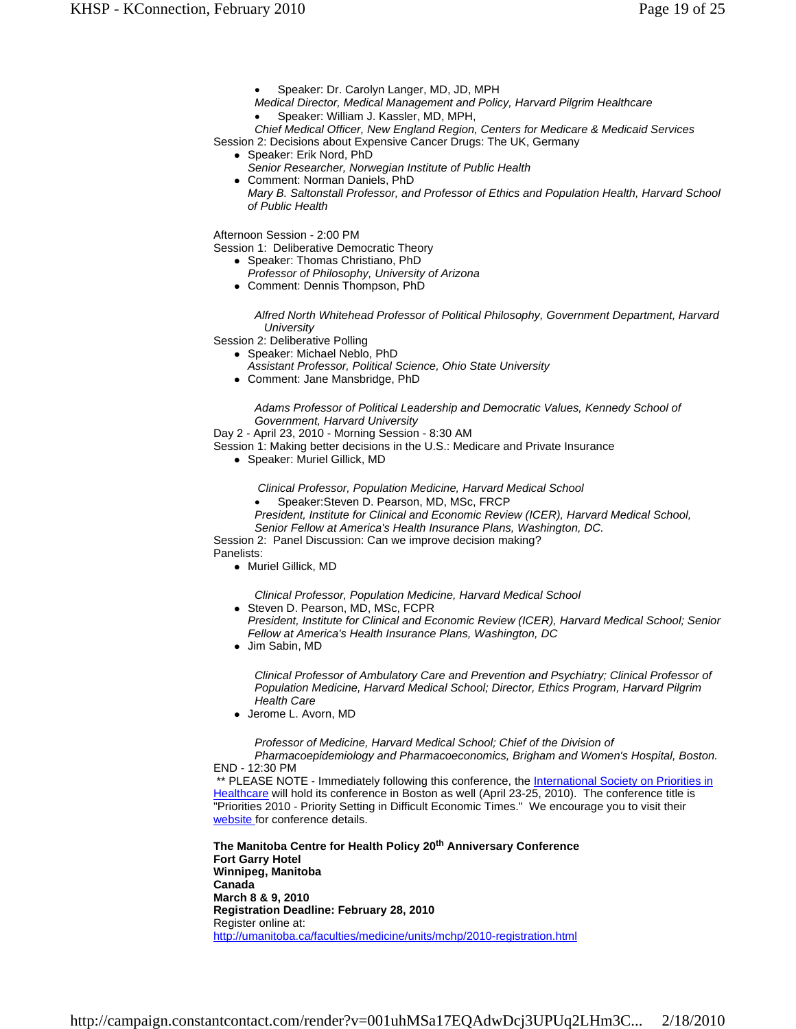- Speaker: Dr. Carolyn Langer, MD, JD, MPH
  *Medical Director, Medical Management and Policy, Harvard Pilgrim Healthcare*
- Speaker: William J. Kassler, MD, MPH,
  *Chief Medical Officer, New England Region, Centers for Medicare & Medicaid Services*

Session 2: Decisions about Expensive Cancer Drugs: The UK, Germany

- Speaker: Erik Nord, PhD
  *Senior Researcher, Norwegian Institute of Public Health*
- Comment: Norman Daniels, PhD
  *Mary B. Saltonstall Professor, and Professor of Ethics and Population Health, Harvard School of Public Health*

Afternoon Session - 2:00 PM

Session 1: Deliberative Democratic Theory

- Speaker: Thomas Christiano, PhD
  *Professor of Philosophy, University of Arizona*
- Comment: Dennis Thompson, PhD

  *Alfred North Whitehead Professor of Political Philosophy, Government Department, Harvard University*

Session 2: Deliberative Polling

- Speaker: Michael Neblo, PhD
  *Assistant Professor, Political Science, Ohio State University*
- Comment: Jane Mansbridge, PhD

  *Adams Professor of Political Leadership and Democratic Values, Kennedy School of Government, Harvard University*

Day 2 - April 23, 2010 - Morning Session - 8:30 AM

Session 1: Making better decisions in the U.S.: Medicare and Private Insurance

- Speaker: Muriel Gillick, MD

  *Clinical Professor, Population Medicine, Harvard Medical School*
- Speaker:Steven D. Pearson, MD, MSc, FRCP
  *President, Institute for Clinical and Economic Review (ICER), Harvard Medical School, Senior Fellow at America's Health Insurance Plans, Washington, DC.*

Session 2: Panel Discussion: Can we improve decision making?

Panelists:

- Muriel Gillick, MD

  *Clinical Professor, Population Medicine, Harvard Medical School*
- Steven D. Pearson, MD, MSc, FCPR
  *President, Institute for Clinical and Economic Review (ICER), Harvard Medical School; Senior Fellow at America's Health Insurance Plans, Washington, DC*
- Jim Sabin, MD

  *Clinical Professor of Ambulatory Care and Prevention and Psychiatry; Clinical Professor of Population Medicine, Harvard Medical School; Director, Ethics Program, Harvard Pilgrim Health Care*
- Jerome L. Avorn, MD

  *Professor of Medicine, Harvard Medical School; Chief of the Division of Pharmacoepidemiology and Pharmacoeconomics, Brigham and Women's Hospital, Boston.*

END - 12:30 PM

** PLEASE NOTE - Immediately following this conference, the International Society on Priorities in Healthcare will hold its conference in Boston as well (April 23-25, 2010). The conference title is "Priorities 2010 - Priority Setting in Difficult Economic Times." We encourage you to visit their website for conference details.

**The Manitoba Centre for Health Policy 20th Anniversary Conference**
**Fort Garry Hotel**
**Winnipeg, Manitoba**
**Canada**
**March 8 & 9, 2010**
**Registration Deadline: February 28, 2010**
Register online at:
http://umanitoba.ca/faculties/medicine/units/mchp/2010-registration.html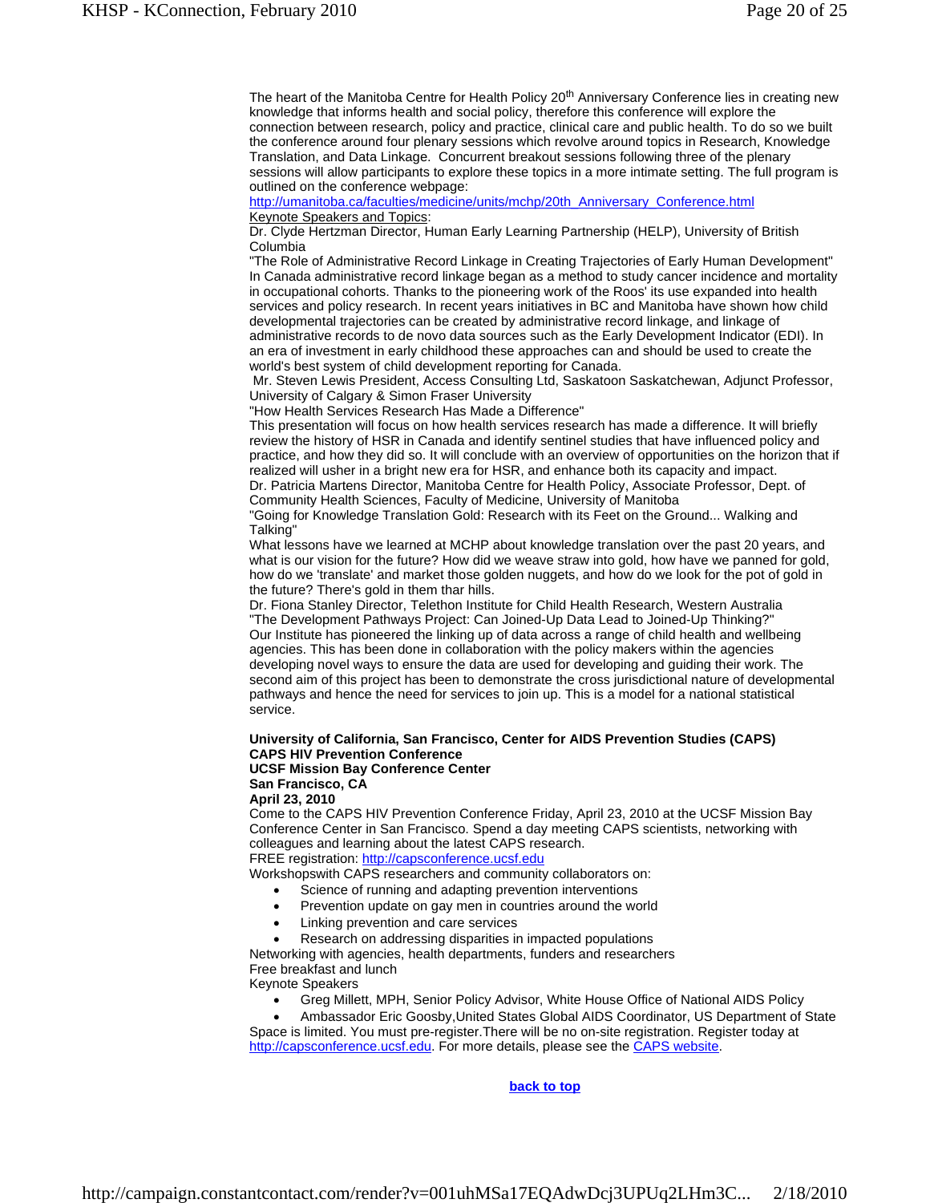The heart of the Manitoba Centre for Health Policy 20th Anniversary Conference lies in creating new knowledge that informs health and social policy, therefore this conference will explore the connection between research, policy and practice, clinical care and public health. To do so we built the conference around four plenary sessions which revolve around topics in Research, Knowledge Translation, and Data Linkage. Concurrent breakout sessions following three of the plenary sessions will allow participants to explore these topics in a more intimate setting. The full program is outlined on the conference webpage:
http://umanitoba.ca/faculties/medicine/units/mchp/20th_Anniversary_Conference.html

Keynote Speakers and Topics:

Dr. Clyde Hertzman Director, Human Early Learning Partnership (HELP), University of British Columbia
"The Role of Administrative Record Linkage in Creating Trajectories of Early Human Development"
In Canada administrative record linkage began as a method to study cancer incidence and mortality in occupational cohorts. Thanks to the pioneering work of the Roos' its use expanded into health services and policy research. In recent years initiatives in BC and Manitoba have shown how child developmental trajectories can be created by administrative record linkage, and linkage of administrative records to de novo data sources such as the Early Development Indicator (EDI). In an era of investment in early childhood these approaches can and should be used to create the world's best system of child development reporting for Canada.

Mr. Steven Lewis President, Access Consulting Ltd, Saskatoon Saskatchewan, Adjunct Professor, University of Calgary & Simon Fraser University
"How Health Services Research Has Made a Difference"
This presentation will focus on how health services research has made a difference. It will briefly review the history of HSR in Canada and identify sentinel studies that have influenced policy and practice, and how they did so. It will conclude with an overview of opportunities on the horizon that if realized will usher in a bright new era for HSR, and enhance both its capacity and impact.

Dr. Patricia Martens Director, Manitoba Centre for Health Policy, Associate Professor, Dept. of Community Health Sciences, Faculty of Medicine, University of Manitoba
"Going for Knowledge Translation Gold: Research with its Feet on the Ground... Walking and Talking"
What lessons have we learned at MCHP about knowledge translation over the past 20 years, and what is our vision for the future? How did we weave straw into gold, how have we panned for gold, how do we 'translate' and market those golden nuggets, and how do we look for the pot of gold in the future? There's gold in them thar hills.

Dr. Fiona Stanley Director, Telethon Institute for Child Health Research, Western Australia
"The Development Pathways Project: Can Joined-Up Data Lead to Joined-Up Thinking?"
Our Institute has pioneered the linking up of data across a range of child health and wellbeing agencies. This has been done in collaboration with the policy makers within the agencies developing novel ways to ensure the data are used for developing and guiding their work. The second aim of this project has been to demonstrate the cross jurisdictional nature of developmental pathways and hence the need for services to join up. This is a model for a national statistical service.

**University of California, San Francisco, Center for AIDS Prevention Studies (CAPS)**
**CAPS HIV Prevention Conference**
**UCSF Mission Bay Conference Center**
**San Francisco, CA**
**April 23, 2010**

Come to the CAPS HIV Prevention Conference Friday, April 23, 2010 at the UCSF Mission Bay Conference Center in San Francisco. Spend a day meeting CAPS scientists, networking with colleagues and learning about the latest CAPS research.
FREE registration: http://capsconference.ucsf.edu
Workshopswith CAPS researchers and community collaborators on:

- Science of running and adapting prevention interventions
- Prevention update on gay men in countries around the world
- Linking prevention and care services
- Research on addressing disparities in impacted populations

Networking with agencies, health departments, funders and researchers
Free breakfast and lunch
Keynote Speakers

- Greg Millett, MPH, Senior Policy Advisor, White House Office of National AIDS Policy
- Ambassador Eric Goosby,United States Global AIDS Coordinator, US Department of State

Space is limited. You must pre-register.There will be no on-site registration. Register today at http://capsconference.ucsf.edu. For more details, please see the CAPS website.

**back to top**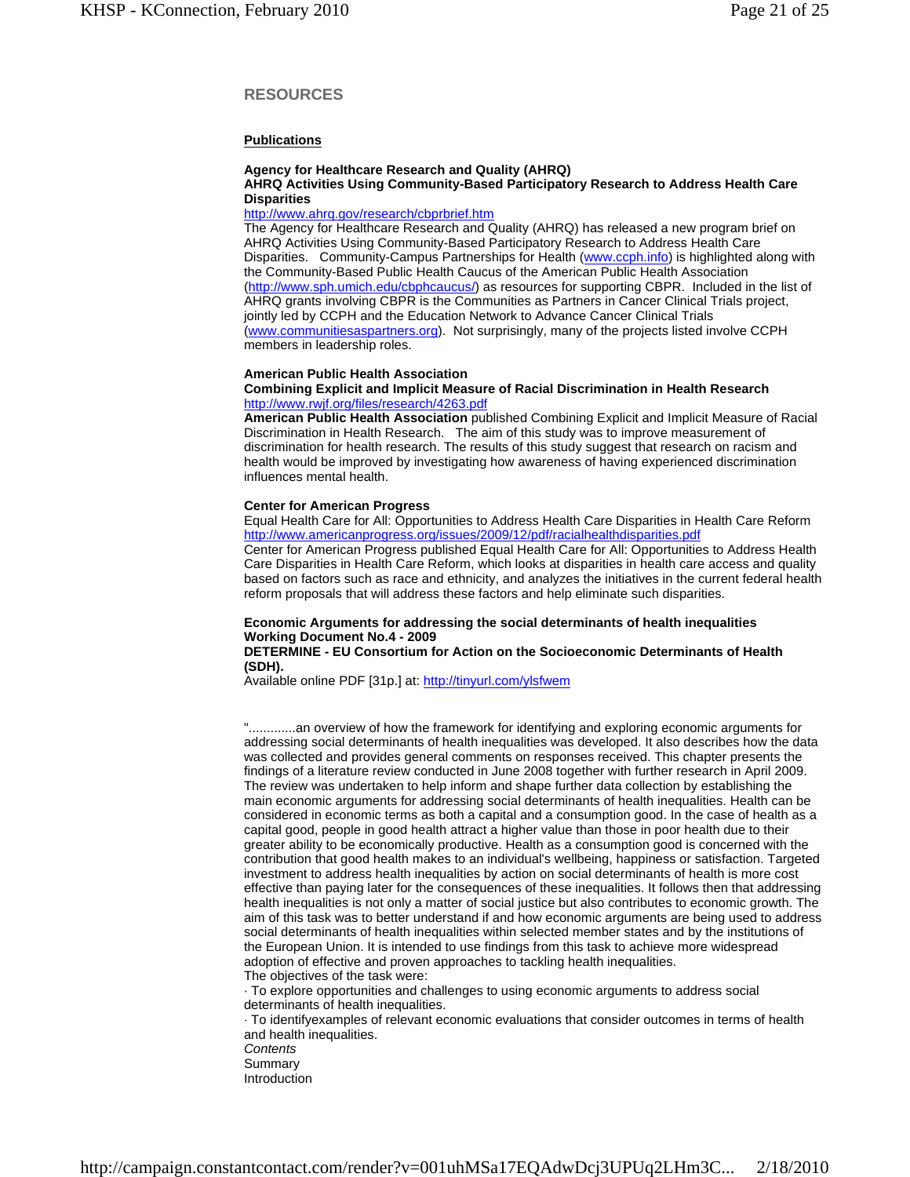## RESOURCES

### Publications

**Agency for Healthcare Research and Quality (AHRQ)**
**AHRQ Activities Using Community-Based Participatory Research to Address Health Care Disparities**
http://www.ahrq.gov/research/cbprbrief.htm
The Agency for Healthcare Research and Quality (AHRQ) has released a new program brief on AHRQ Activities Using Community-Based Participatory Research to Address Health Care Disparities. Community-Campus Partnerships for Health (www.ccph.info) is highlighted along with the Community-Based Public Health Caucus of the American Public Health Association (http://www.sph.umich.edu/cbphcaucus/) as resources for supporting CBPR. Included in the list of AHRQ grants involving CBPR is the Communities as Partners in Cancer Clinical Trials project, jointly led by CCPH and the Education Network to Advance Cancer Clinical Trials (www.communitiesaspartners.org). Not surprisingly, many of the projects listed involve CCPH members in leadership roles.

**American Public Health Association**
**Combining Explicit and Implicit Measure of Racial Discrimination in Health Research**
http://www.rwjf.org/files/research/4263.pdf
**American Public Health Association** published Combining Explicit and Implicit Measure of Racial Discrimination in Health Research. The aim of this study was to improve measurement of discrimination for health research. The results of this study suggest that research on racism and health would be improved by investigating how awareness of having experienced discrimination influences mental health.

**Center for American Progress**
Equal Health Care for All: Opportunities to Address Health Care Disparities in Health Care Reform
http://www.americanprogress.org/issues/2009/12/pdf/racialhealthdisparities.pdf
Center for American Progress published Equal Health Care for All: Opportunities to Address Health Care Disparities in Health Care Reform, which looks at disparities in health care access and quality based on factors such as race and ethnicity, and analyzes the initiatives in the current federal health reform proposals that will address these factors and help eliminate such disparities.

**Economic Arguments for addressing the social determinants of health inequalities**
**Working Document No.4 - 2009**
**DETERMINE - EU Consortium for Action on the Socioeconomic Determinants of Health (SDH).**
Available online PDF [31p.] at: http://tinyurl.com/ylsfwem

".............an overview of how the framework for identifying and exploring economic arguments for addressing social determinants of health inequalities was developed. It also describes how the data was collected and provides general comments on responses received. This chapter presents the findings of a literature review conducted in June 2008 together with further research in April 2009. The review was undertaken to help inform and shape further data collection by establishing the main economic arguments for addressing social determinants of health inequalities. Health can be considered in economic terms as both a capital and a consumption good. In the case of health as a capital good, people in good health attract a higher value than those in poor health due to their greater ability to be economically productive. Health as a consumption good is concerned with the contribution that good health makes to an individual's wellbeing, happiness or satisfaction. Targeted investment to address health inequalities by action on social determinants of health is more cost effective than paying later for the consequences of these inequalities. It follows then that addressing health inequalities is not only a matter of social justice but also contributes to economic growth. The aim of this task was to better understand if and how economic arguments are being used to address social determinants of health inequalities within selected member states and by the institutions of the European Union. It is intended to use findings from this task to achieve more widespread adoption of effective and proven approaches to tackling health inequalities.
The objectives of the task were:

- To explore opportunities and challenges to using economic arguments to address social determinants of health inequalities.
- To identifyexamples of relevant economic evaluations that consider outcomes in terms of health and health inequalities.

*Contents*
Summary
Introduction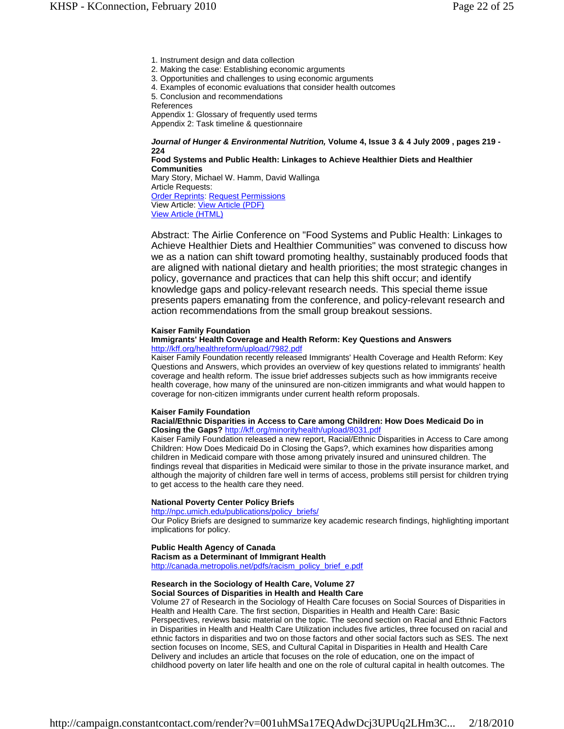1. Instrument design and data collection
2. Making the case: Establishing economic arguments
3. Opportunities and challenges to using economic arguments
4. Examples of economic evaluations that consider health outcomes
5. Conclusion and recommendations

References
Appendix 1: Glossary of frequently used terms
Appendix 2: Task timeline & questionnaire

***Journal of Hunger & Environmental Nutrition,* Volume 4, Issue 3 & 4 July 2009 , pages 219 - 224**
**Food Systems and Public Health: Linkages to Achieve Healthier Diets and Healthier Communities**
Mary Story, Michael W. Hamm, David Wallinga
Article Requests:
Order Reprints: Request Permissions
View Article: View Article (PDF)
View Article (HTML)

Abstract: The Airlie Conference on "Food Systems and Public Health: Linkages to Achieve Healthier Diets and Healthier Communities" was convened to discuss how we as a nation can shift toward promoting healthy, sustainably produced foods that are aligned with national dietary and health priorities; the most strategic changes in policy, governance and practices that can help this shift occur; and identify knowledge gaps and policy-relevant research needs. This special theme issue presents papers emanating from the conference, and policy-relevant research and action recommendations from the small group breakout sessions.

**Kaiser Family Foundation**
**Immigrants' Health Coverage and Health Reform: Key Questions and Answers**
http://kff.org/healthreform/upload/7982.pdf
Kaiser Family Foundation recently released Immigrants' Health Coverage and Health Reform: Key Questions and Answers, which provides an overview of key questions related to immigrants' health coverage and health reform. The issue brief addresses subjects such as how immigrants receive health coverage, how many of the uninsured are non-citizen immigrants and what would happen to coverage for non-citizen immigrants under current health reform proposals.

**Kaiser Family Foundation**
**Racial/Ethnic Disparities in Access to Care among Children: How Does Medicaid Do in Closing the Gaps?** http://kff.org/minorityhealth/upload/8031.pdf
Kaiser Family Foundation released a new report, Racial/Ethnic Disparities in Access to Care among Children: How Does Medicaid Do in Closing the Gaps?, which examines how disparities among children in Medicaid compare with those among privately insured and uninsured children. The findings reveal that disparities in Medicaid were similar to those in the private insurance market, and although the majority of children fare well in terms of access, problems still persist for children trying to get access to the health care they need.

**National Poverty Center Policy Briefs**
http://npc.umich.edu/publications/policy_briefs/
Our Policy Briefs are designed to summarize key academic research findings, highlighting important implications for policy.

**Public Health Agency of Canada**
**Racism as a Determinant of Immigrant Health**
http://canada.metropolis.net/pdfs/racism_policy_brief_e.pdf

**Research in the Sociology of Health Care, Volume 27**
**Social Sources of Disparities in Health and Health Care**
Volume 27 of Research in the Sociology of Health Care focuses on Social Sources of Disparities in Health and Health Care. The first section, Disparities in Health and Health Care: Basic Perspectives, reviews basic material on the topic. The second section on Racial and Ethnic Factors in Disparities in Health and Health Care Utilization includes five articles, three focused on racial and ethnic factors in disparities and two on those factors and other social factors such as SES. The next section focuses on Income, SES, and Cultural Capital in Disparities in Health and Health Care Delivery and includes an article that focuses on the role of education, one on the impact of childhood poverty on later life health and one on the role of cultural capital in health outcomes. The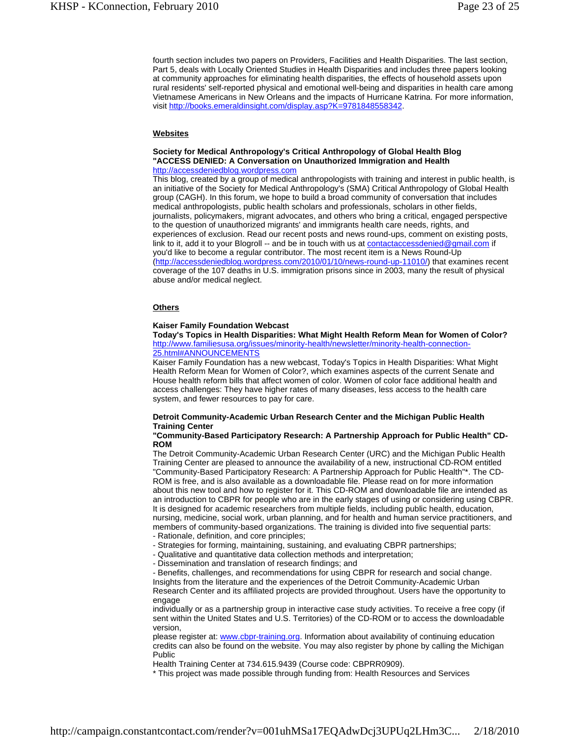fourth section includes two papers on Providers, Facilities and Health Disparities. The last section, Part 5, deals with Locally Oriented Studies in Health Disparities and includes three papers looking at community approaches for eliminating health disparities, the effects of household assets upon rural residents' self-reported physical and emotional well-being and disparities in health care among Vietnamese Americans in New Orleans and the impacts of Hurricane Katrina. For more information, visit http://books.emeraldinsight.com/display.asp?K=9781848558342.

## Websites

**Society for Medical Anthropology's Critical Anthropology of Global Health Blog**
**"ACCESS DENIED: A Conversation on Unauthorized Immigration and Health**
http://accessdeniedblog.wordpress.com

This blog, created by a group of medical anthropologists with training and interest in public health, is an initiative of the Society for Medical Anthropology's (SMA) Critical Anthropology of Global Health group (CAGH). In this forum, we hope to build a broad community of conversation that includes medical anthropologists, public health scholars and professionals, scholars in other fields, journalists, policymakers, migrant advocates, and others who bring a critical, engaged perspective to the question of unauthorized migrants' and immigrants health care needs, rights, and experiences of exclusion. Read our recent posts and news round-ups, comment on existing posts, link to it, add it to your Blogroll -- and be in touch with us at contactaccessdenied@gmail.com if you'd like to become a regular contributor. The most recent item is a News Round-Up (http://accessdeniedblog.wordpress.com/2010/01/10/news-round-up-11010/) that examines recent coverage of the 107 deaths in U.S. immigration prisons since in 2003, many the result of physical abuse and/or medical neglect.

## Others

**Kaiser Family Foundation Webcast**
**Today's Topics in Health Disparities: What Might Health Reform Mean for Women of Color?**
http://www.familiesusa.org/issues/minority-health/newsletter/minority-health-connection-25.html#ANNOUNCEMENTS

Kaiser Family Foundation has a new webcast, Today's Topics in Health Disparities: What Might Health Reform Mean for Women of Color?, which examines aspects of the current Senate and House health reform bills that affect women of color. Women of color face additional health and access challenges: They have higher rates of many diseases, less access to the health care system, and fewer resources to pay for care.

**Detroit Community-Academic Urban Research Center and the Michigan Public Health Training Center**
**"Community-Based Participatory Research: A Partnership Approach for Public Health" CD-ROM**

The Detroit Community-Academic Urban Research Center (URC) and the Michigan Public Health Training Center are pleased to announce the availability of a new, instructional CD-ROM entitled "Community-Based Participatory Research: A Partnership Approach for Public Health"*. The CD-ROM is free, and is also available as a downloadable file. Please read on for more information about this new tool and how to register for it. This CD-ROM and downloadable file are intended as an introduction to CBPR for people who are in the early stages of using or considering using CBPR. It is designed for academic researchers from multiple fields, including public health, education, nursing, medicine, social work, urban planning, and for health and human service practitioners, and members of community-based organizations. The training is divided into five sequential parts:

- Rationale, definition, and core principles;
- Strategies for forming, maintaining, sustaining, and evaluating CBPR partnerships;
- Qualitative and quantitative data collection methods and interpretation;
- Dissemination and translation of research findings; and
- Benefits, challenges, and recommendations for using CBPR for research and social change.

Insights from the literature and the experiences of the Detroit Community-Academic Urban Research Center and its affiliated projects are provided throughout. Users have the opportunity to engage individually or as a partnership group in interactive case study activities. To receive a free copy (if sent within the United States and U.S. Territories) of the CD-ROM or to access the downloadable version, please register at: www.cbpr-training.org. Information about availability of continuing education credits can also be found on the website. You may also register by phone by calling the Michigan Public Health Training Center at 734.615.9439 (Course code: CBPRR0909).

* This project was made possible through funding from: Health Resources and Services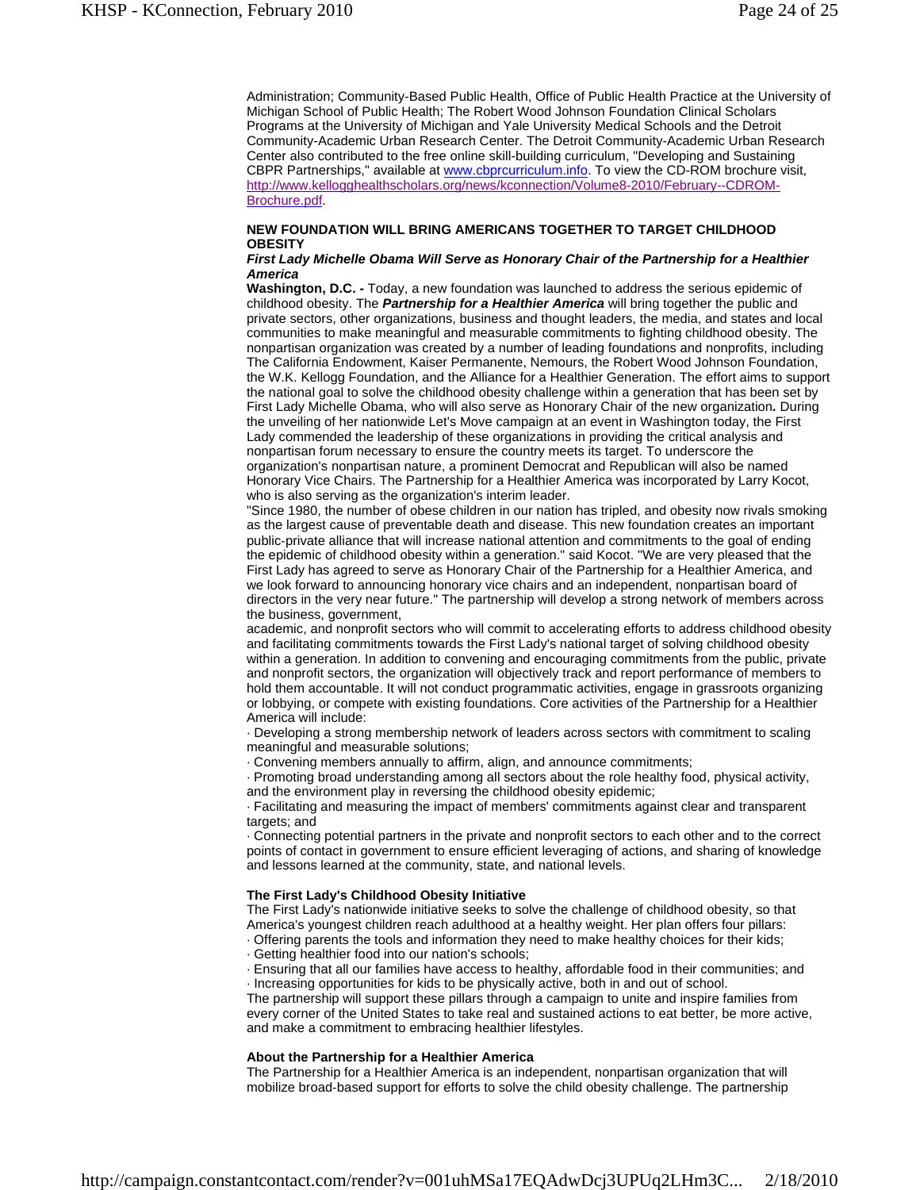Administration; Community-Based Public Health, Office of Public Health Practice at the University of Michigan School of Public Health; The Robert Wood Johnson Foundation Clinical Scholars Programs at the University of Michigan and Yale University Medical Schools and the Detroit Community-Academic Urban Research Center. The Detroit Community-Academic Urban Research Center also contributed to the free online skill-building curriculum, "Developing and Sustaining CBPR Partnerships," available at www.cbprcurriculum.info. To view the CD-ROM brochure visit, http://www.kellogghealthscholars.org/news/kconnection/Volume8-2010/February--CDROM-Brochure.pdf.

**NEW FOUNDATION WILL BRING AMERICANS TOGETHER TO TARGET CHILDHOOD OBESITY**

***First Lady Michelle Obama Will Serve as Honorary Chair of the Partnership for a Healthier America***

**Washington, D.C. -** Today, a new foundation was launched to address the serious epidemic of childhood obesity. The ***Partnership for a Healthier America*** will bring together the public and private sectors, other organizations, business and thought leaders, the media, and states and local communities to make meaningful and measurable commitments to fighting childhood obesity. The nonpartisan organization was created by a number of leading foundations and nonprofits, including The California Endowment, Kaiser Permanente, Nemours, the Robert Wood Johnson Foundation, the W.K. Kellogg Foundation, and the Alliance for a Healthier Generation. The effort aims to support the national goal to solve the childhood obesity challenge within a generation that has been set by First Lady Michelle Obama, who will also serve as Honorary Chair of the new organization**.** During the unveiling of her nationwide Let's Move campaign at an event in Washington today, the First Lady commended the leadership of these organizations in providing the critical analysis and nonpartisan forum necessary to ensure the country meets its target. To underscore the organization's nonpartisan nature, a prominent Democrat and Republican will also be named Honorary Vice Chairs. The Partnership for a Healthier America was incorporated by Larry Kocot, who is also serving as the organization's interim leader.

"Since 1980, the number of obese children in our nation has tripled, and obesity now rivals smoking as the largest cause of preventable death and disease. This new foundation creates an important public-private alliance that will increase national attention and commitments to the goal of ending the epidemic of childhood obesity within a generation." said Kocot. "We are very pleased that the First Lady has agreed to serve as Honorary Chair of the Partnership for a Healthier America, and we look forward to announcing honorary vice chairs and an independent, nonpartisan board of directors in the very near future." The partnership will develop a strong network of members across the business, government,

academic, and nonprofit sectors who will commit to accelerating efforts to address childhood obesity and facilitating commitments towards the First Lady's national target of solving childhood obesity within a generation. In addition to convening and encouraging commitments from the public, private and nonprofit sectors, the organization will objectively track and report performance of members to hold them accountable. It will not conduct programmatic activities, engage in grassroots organizing or lobbying, or compete with existing foundations. Core activities of the Partnership for a Healthier America will include:

- Developing a strong membership network of leaders across sectors with commitment to scaling meaningful and measurable solutions;
- Convening members annually to affirm, align, and announce commitments;
- Promoting broad understanding among all sectors about the role healthy food, physical activity, and the environment play in reversing the childhood obesity epidemic;
- Facilitating and measuring the impact of members' commitments against clear and transparent targets; and
- Connecting potential partners in the private and nonprofit sectors to each other and to the correct points of contact in government to ensure efficient leveraging of actions, and sharing of knowledge and lessons learned at the community, state, and national levels.

**The First Lady's Childhood Obesity Initiative**

The First Lady's nationwide initiative seeks to solve the challenge of childhood obesity, so that America's youngest children reach adulthood at a healthy weight. Her plan offers four pillars:

- Offering parents the tools and information they need to make healthy choices for their kids;
- Getting healthier food into our nation's schools;
- Ensuring that all our families have access to healthy, affordable food in their communities; and
- Increasing opportunities for kids to be physically active, both in and out of school.

The partnership will support these pillars through a campaign to unite and inspire families from every corner of the United States to take real and sustained actions to eat better, be more active, and make a commitment to embracing healthier lifestyles.

**About the Partnership for a Healthier America**

The Partnership for a Healthier America is an independent, nonpartisan organization that will mobilize broad-based support for efforts to solve the child obesity challenge. The partnership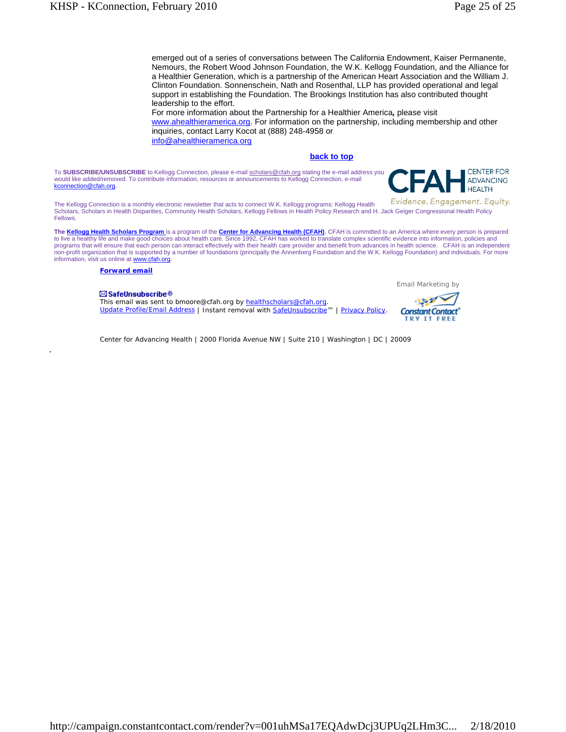emerged out of a series of conversations between The California Endowment, Kaiser Permanente, Nemours, the Robert Wood Johnson Foundation, the W.K. Kellogg Foundation, and the Alliance for a Healthier Generation, which is a partnership of the American Heart Association and the William J. Clinton Foundation. Sonnenschein, Nath and Rosenthal, LLP has provided operational and legal support in establishing the Foundation. The Brookings Institution has also contributed thought leadership to the effort.

For more information about the Partnership for a Healthier America, please visit www.ahealthieramerica.org. For information on the partnership, including membership and other inquiries, contact Larry Kocot at (888) 248-4958 or info@ahealthieramerica.org

**back to top**

To **SUBSCRIBE/UNSUBSCRIBE** to Kellogg Connection, please e-mail scholars@cfah.org stating the e-mail address you would like added/removed. To contribute information, resources or announcements to Kellogg Connection, e-mail kconnection@cfah.org.

CFAH CENTER FOR ADVANCING HEALTH

*Evidence. Engagement. Equity.*

The Kellogg Connection is a monthly electronic newsletter that acts to connect W.K. Kellogg programs: Kellogg Health Scholars, Scholars in Health Disparities, Community Health Scholars, Kellogg Fellows in Health Policy Research and H. Jack Geiger Congressional Health Policy Fellows.

**The Kellogg Health Scholars Program** is a program of the **Center for Advancing Health (CFAH)**. CFAH is committed to an America where every person is prepared to live a healthy life and make good choices about health care. Since 1992, CFAH has worked to translate complex scientific evidence into information, policies and programs that will ensure that each person can interact effectively with their health care provider and benefit from advances in health science. CFAH is an independent non-profit organization that is supported by a number of foundations (principally the Annenberg Foundation and the W.K. Kellogg Foundation) and individuals. For more information, visit us online at www.cfah.org.

**Forward email**

**SafeUnsubscribe®**

This email was sent to bmoore@cfah.org by healthscholars@cfah.org.

Update Profile/Email Address | Instant removal with SafeUnsubscribe™ | Privacy Policy.

Email Marketing by Constant Contact TRY IT FREE

Center for Advancing Health | 2000 Florida Avenue NW | Suite 210 | Washington | DC | 20009